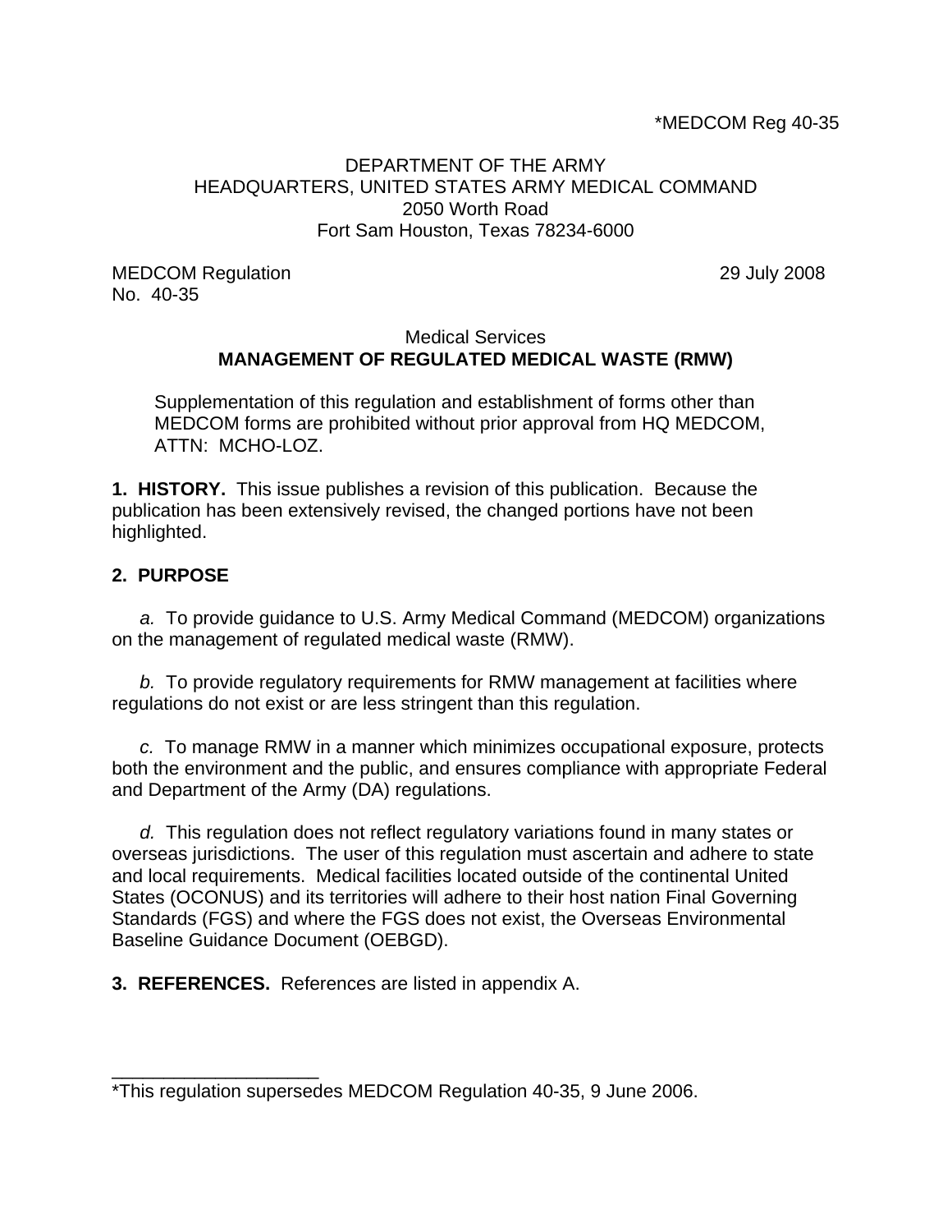*MEDCOM Reg 40-35

DEPARTMENT OF THE ARMY
HEADQUARTERS, UNITED STATES ARMY MEDICAL COMMAND
2050 Worth Road
Fort Sam Houston, Texas 78234-6000

MEDCOM Regulation
No. 40-35

29 July 2008

Medical Services

**MANAGEMENT OF REGULATED MEDICAL WASTE (RMW)**

Supplementation of this regulation and establishment of forms other than MEDCOM forms are prohibited without prior approval from HQ MEDCOM, ATTN: MCHO-LOZ.

**1. HISTORY.** This issue publishes a revision of this publication. Because the publication has been extensively revised, the changed portions have not been highlighted.

**2. PURPOSE**

*a.* To provide guidance to U.S. Army Medical Command (MEDCOM) organizations on the management of regulated medical waste (RMW).

*b.* To provide regulatory requirements for RMW management at facilities where regulations do not exist or are less stringent than this regulation.

*c.* To manage RMW in a manner which minimizes occupational exposure, protects both the environment and the public, and ensures compliance with appropriate Federal and Department of the Army (DA) regulations.

*d.* This regulation does not reflect regulatory variations found in many states or overseas jurisdictions. The user of this regulation must ascertain and adhere to state and local requirements. Medical facilities located outside of the continental United States (OCONUS) and its territories will adhere to their host nation Final Governing Standards (FGS) and where the FGS does not exist, the Overseas Environmental Baseline Guidance Document (OEBGD).

**3. REFERENCES.** References are listed in appendix A.

____________________

*This regulation supersedes MEDCOM Regulation 40-35, 9 June 2006.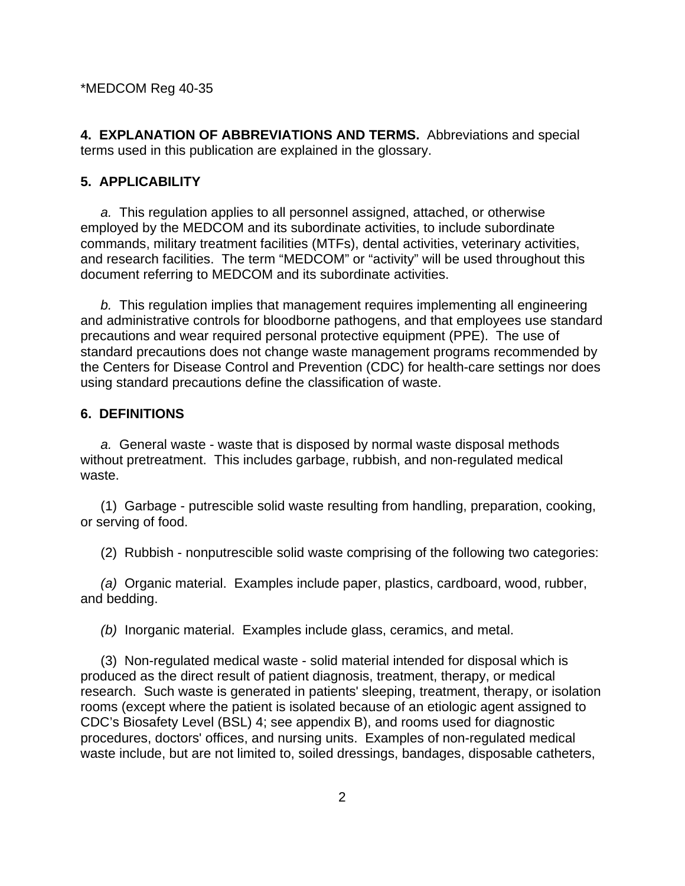**4. EXPLANATION OF ABBREVIATIONS AND TERMS.** Abbreviations and special terms used in this publication are explained in the glossary.

**5. APPLICABILITY**

*a.* This regulation applies to all personnel assigned, attached, or otherwise employed by the MEDCOM and its subordinate activities, to include subordinate commands, military treatment facilities (MTFs), dental activities, veterinary activities, and research facilities. The term "MEDCOM" or "activity" will be used throughout this document referring to MEDCOM and its subordinate activities.

*b.* This regulation implies that management requires implementing all engineering and administrative controls for bloodborne pathogens, and that employees use standard precautions and wear required personal protective equipment (PPE). The use of standard precautions does not change waste management programs recommended by the Centers for Disease Control and Prevention (CDC) for health-care settings nor does using standard precautions define the classification of waste.

**6. DEFINITIONS**

*a.* General waste - waste that is disposed by normal waste disposal methods without pretreatment. This includes garbage, rubbish, and non-regulated medical waste.

(1) Garbage - putrescible solid waste resulting from handling, preparation, cooking, or serving of food.

(2) Rubbish - nonputrescible solid waste comprising of the following two categories:

*(a)* Organic material. Examples include paper, plastics, cardboard, wood, rubber, and bedding.

*(b)* Inorganic material. Examples include glass, ceramics, and metal.

(3) Non-regulated medical waste - solid material intended for disposal which is produced as the direct result of patient diagnosis, treatment, therapy, or medical research. Such waste is generated in patients' sleeping, treatment, therapy, or isolation rooms (except where the patient is isolated because of an etiologic agent assigned to CDC's Biosafety Level (BSL) 4; see appendix B), and rooms used for diagnostic procedures, doctors' offices, and nursing units. Examples of non-regulated medical waste include, but are not limited to, soiled dressings, bandages, disposable catheters,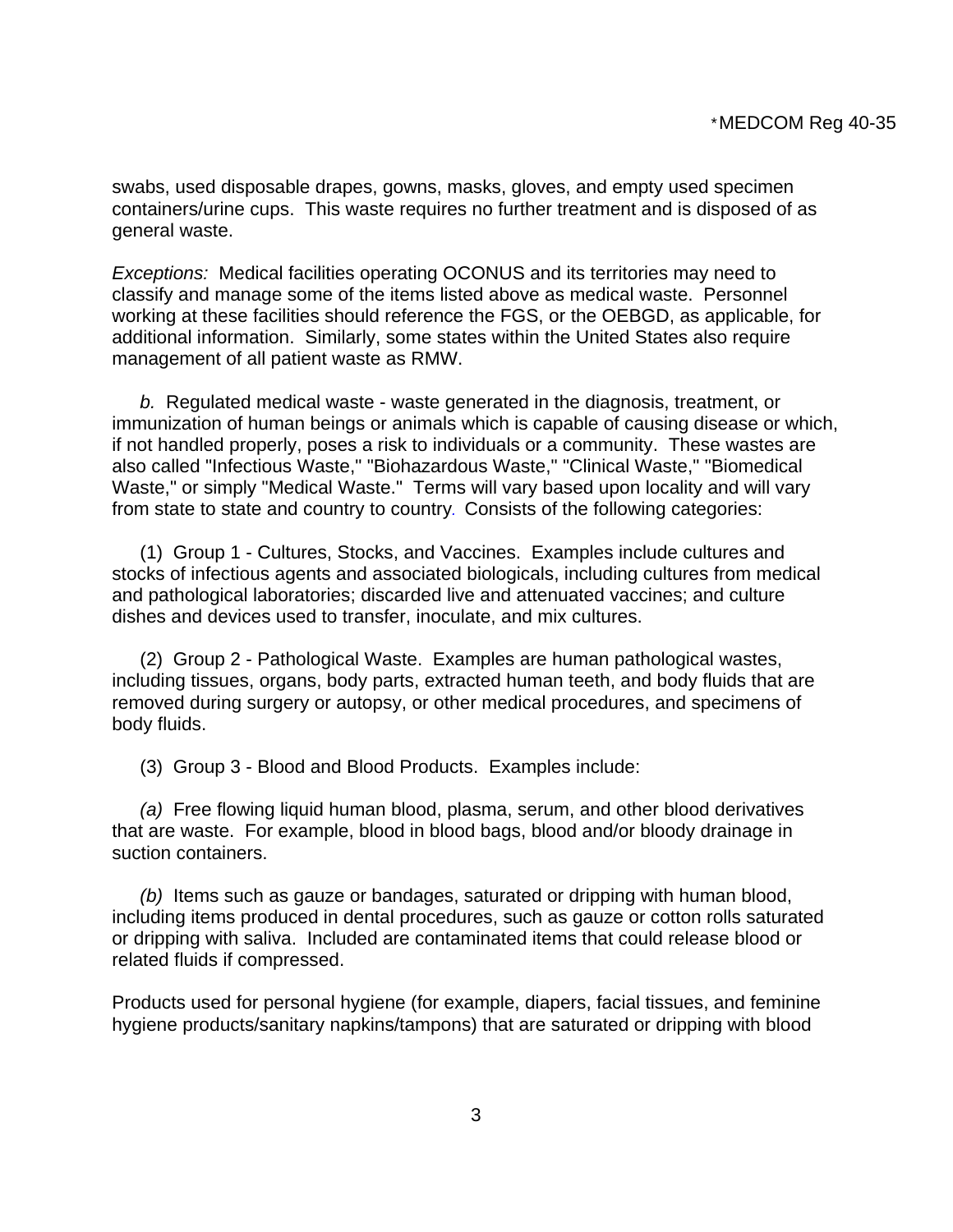swabs, used disposable drapes, gowns, masks, gloves, and empty used specimen containers/urine cups. This waste requires no further treatment and is disposed of as general waste.

*Exceptions:* Medical facilities operating OCONUS and its territories may need to classify and manage some of the items listed above as medical waste. Personnel working at these facilities should reference the FGS, or the OEBGD, as applicable, for additional information. Similarly, some states within the United States also require management of all patient waste as RMW.

*b.* Regulated medical waste - waste generated in the diagnosis, treatment, or immunization of human beings or animals which is capable of causing disease or which, if not handled properly, poses a risk to individuals or a community. These wastes are also called "Infectious Waste," "Biohazardous Waste," "Clinical Waste," "Biomedical Waste," or simply "Medical Waste." Terms will vary based upon locality and will vary from state to state and country to country. Consists of the following categories:

(1) Group 1 - Cultures, Stocks, and Vaccines. Examples include cultures and stocks of infectious agents and associated biologicals, including cultures from medical and pathological laboratories; discarded live and attenuated vaccines; and culture dishes and devices used to transfer, inoculate, and mix cultures.

(2) Group 2 - Pathological Waste. Examples are human pathological wastes, including tissues, organs, body parts, extracted human teeth, and body fluids that are removed during surgery or autopsy, or other medical procedures, and specimens of body fluids.

(3) Group 3 - Blood and Blood Products. Examples include:

*(a)* Free flowing liquid human blood, plasma, serum, and other blood derivatives that are waste. For example, blood in blood bags, blood and/or bloody drainage in suction containers.

*(b)* Items such as gauze or bandages, saturated or dripping with human blood, including items produced in dental procedures, such as gauze or cotton rolls saturated or dripping with saliva. Included are contaminated items that could release blood or related fluids if compressed.

Products used for personal hygiene (for example, diapers, facial tissues, and feminine hygiene products/sanitary napkins/tampons) that are saturated or dripping with blood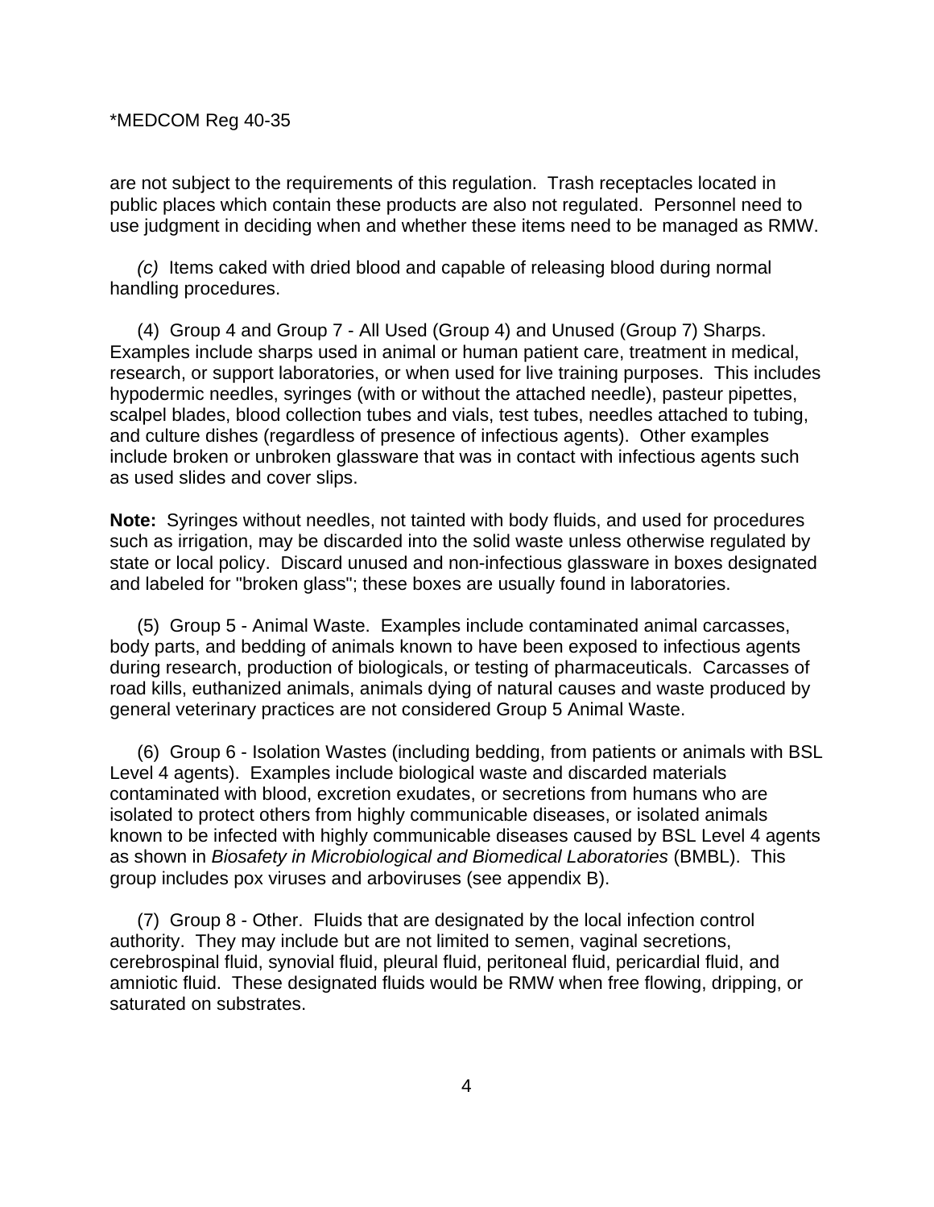are not subject to the requirements of this regulation. Trash receptacles located in public places which contain these products are also not regulated. Personnel need to use judgment in deciding when and whether these items need to be managed as RMW.

*(c)* Items caked with dried blood and capable of releasing blood during normal handling procedures.

(4) Group 4 and Group 7 - All Used (Group 4) and Unused (Group 7) Sharps. Examples include sharps used in animal or human patient care, treatment in medical, research, or support laboratories, or when used for live training purposes. This includes hypodermic needles, syringes (with or without the attached needle), pasteur pipettes, scalpel blades, blood collection tubes and vials, test tubes, needles attached to tubing, and culture dishes (regardless of presence of infectious agents). Other examples include broken or unbroken glassware that was in contact with infectious agents such as used slides and cover slips.

**Note:** Syringes without needles, not tainted with body fluids, and used for procedures such as irrigation, may be discarded into the solid waste unless otherwise regulated by state or local policy. Discard unused and non-infectious glassware in boxes designated and labeled for "broken glass"; these boxes are usually found in laboratories.

(5) Group 5 - Animal Waste. Examples include contaminated animal carcasses, body parts, and bedding of animals known to have been exposed to infectious agents during research, production of biologicals, or testing of pharmaceuticals. Carcasses of road kills, euthanized animals, animals dying of natural causes and waste produced by general veterinary practices are not considered Group 5 Animal Waste.

(6) Group 6 - Isolation Wastes (including bedding, from patients or animals with BSL Level 4 agents). Examples include biological waste and discarded materials contaminated with blood, excretion exudates, or secretions from humans who are isolated to protect others from highly communicable diseases, or isolated animals known to be infected with highly communicable diseases caused by BSL Level 4 agents as shown in *Biosafety in Microbiological and Biomedical Laboratories* (BMBL). This group includes pox viruses and arboviruses (see appendix B).

(7) Group 8 - Other. Fluids that are designated by the local infection control authority. They may include but are not limited to semen, vaginal secretions, cerebrospinal fluid, synovial fluid, pleural fluid, peritoneal fluid, pericardial fluid, and amniotic fluid. These designated fluids would be RMW when free flowing, dripping, or saturated on substrates.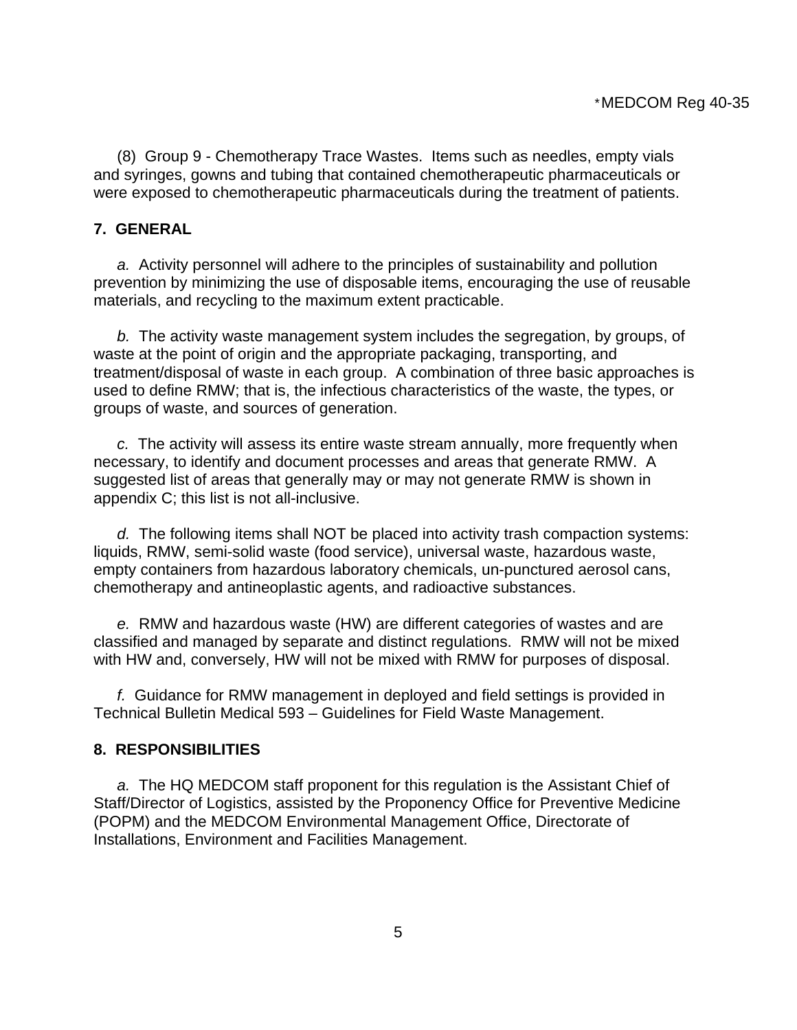(8) Group 9 - Chemotherapy Trace Wastes. Items such as needles, empty vials and syringes, gowns and tubing that contained chemotherapeutic pharmaceuticals or were exposed to chemotherapeutic pharmaceuticals during the treatment of patients.

## 7. GENERAL

*a.* Activity personnel will adhere to the principles of sustainability and pollution prevention by minimizing the use of disposable items, encouraging the use of reusable materials, and recycling to the maximum extent practicable.

*b.* The activity waste management system includes the segregation, by groups, of waste at the point of origin and the appropriate packaging, transporting, and treatment/disposal of waste in each group. A combination of three basic approaches is used to define RMW; that is, the infectious characteristics of the waste, the types, or groups of waste, and sources of generation.

*c.* The activity will assess its entire waste stream annually, more frequently when necessary, to identify and document processes and areas that generate RMW. A suggested list of areas that generally may or may not generate RMW is shown in appendix C; this list is not all-inclusive.

*d.* The following items shall NOT be placed into activity trash compaction systems: liquids, RMW, semi-solid waste (food service), universal waste, hazardous waste, empty containers from hazardous laboratory chemicals, un-punctured aerosol cans, chemotherapy and antineoplastic agents, and radioactive substances.

*e.* RMW and hazardous waste (HW) are different categories of wastes and are classified and managed by separate and distinct regulations. RMW will not be mixed with HW and, conversely, HW will not be mixed with RMW for purposes of disposal.

*f.* Guidance for RMW management in deployed and field settings is provided in Technical Bulletin Medical 593 – Guidelines for Field Waste Management.

## 8. RESPONSIBILITIES

*a.* The HQ MEDCOM staff proponent for this regulation is the Assistant Chief of Staff/Director of Logistics, assisted by the Proponency Office for Preventive Medicine (POPM) and the MEDCOM Environmental Management Office, Directorate of Installations, Environment and Facilities Management.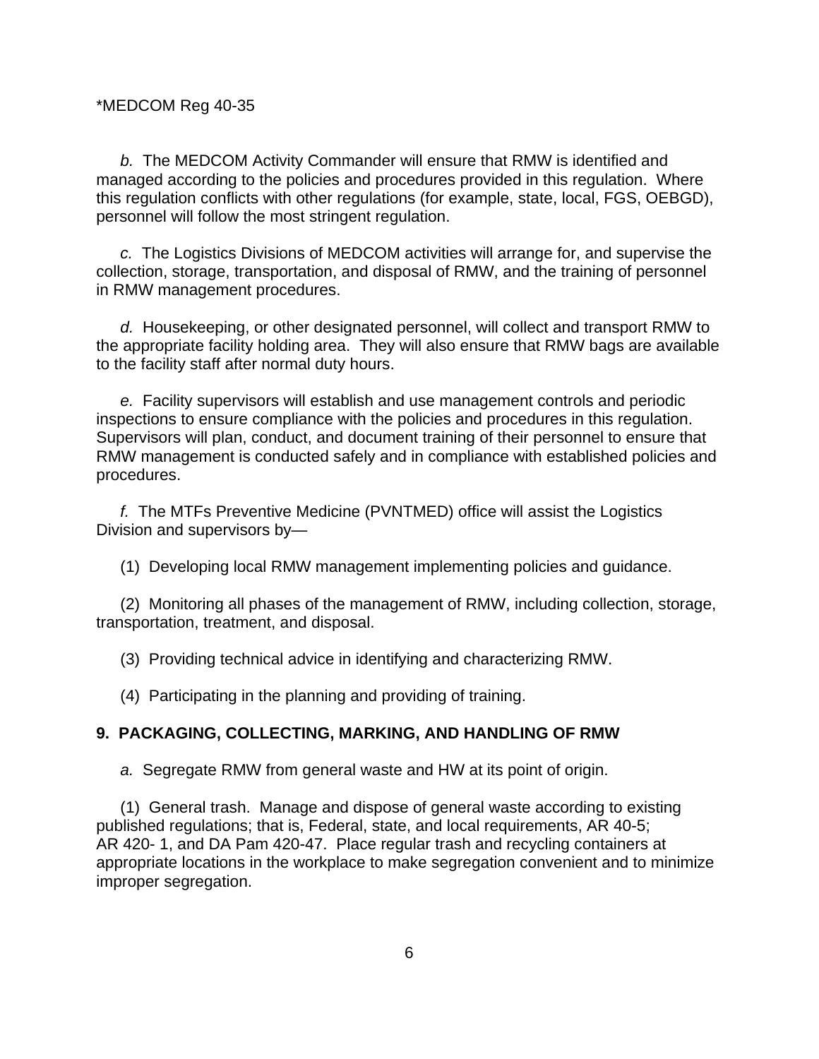*b.* The MEDCOM Activity Commander will ensure that RMW is identified and managed according to the policies and procedures provided in this regulation. Where this regulation conflicts with other regulations (for example, state, local, FGS, OEBGD), personnel will follow the most stringent regulation.

*c.* The Logistics Divisions of MEDCOM activities will arrange for, and supervise the collection, storage, transportation, and disposal of RMW, and the training of personnel in RMW management procedures.

*d.* Housekeeping, or other designated personnel, will collect and transport RMW to the appropriate facility holding area. They will also ensure that RMW bags are available to the facility staff after normal duty hours.

*e.* Facility supervisors will establish and use management controls and periodic inspections to ensure compliance with the policies and procedures in this regulation. Supervisors will plan, conduct, and document training of their personnel to ensure that RMW management is conducted safely and in compliance with established policies and procedures.

*f.* The MTFs Preventive Medicine (PVNTMED) office will assist the Logistics Division and supervisors by—

(1) Developing local RMW management implementing policies and guidance.

(2) Monitoring all phases of the management of RMW, including collection, storage, transportation, treatment, and disposal.

(3) Providing technical advice in identifying and characterizing RMW.

(4) Participating in the planning and providing of training.

**9. PACKAGING, COLLECTING, MARKING, AND HANDLING OF RMW**

*a.* Segregate RMW from general waste and HW at its point of origin.

(1) General trash. Manage and dispose of general waste according to existing published regulations; that is, Federal, state, and local requirements, AR 40-5; AR 420- 1, and DA Pam 420-47. Place regular trash and recycling containers at appropriate locations in the workplace to make segregation convenient and to minimize improper segregation.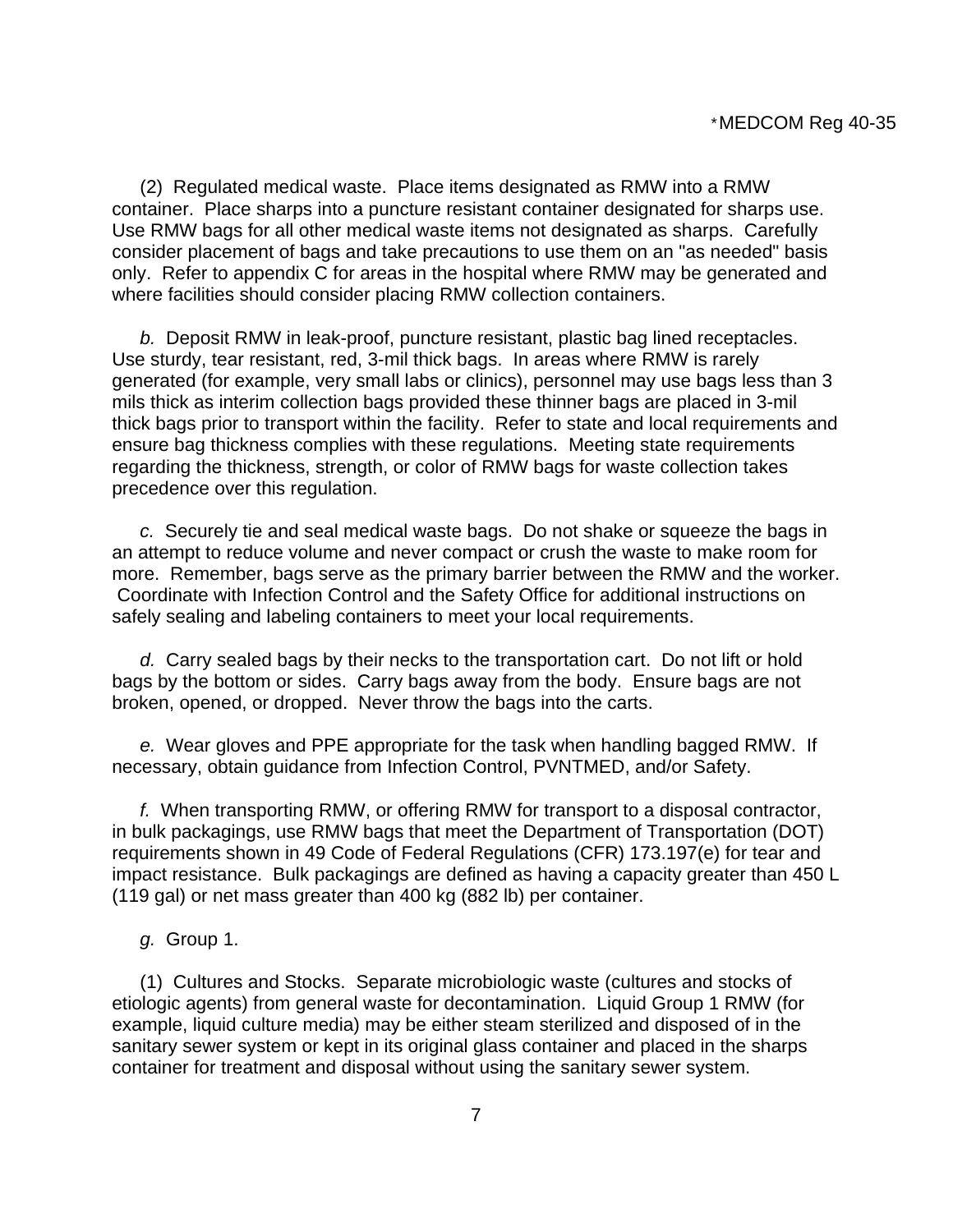(2) Regulated medical waste. Place items designated as RMW into a RMW container. Place sharps into a puncture resistant container designated for sharps use. Use RMW bags for all other medical waste items not designated as sharps. Carefully consider placement of bags and take precautions to use them on an "as needed" basis only. Refer to appendix C for areas in the hospital where RMW may be generated and where facilities should consider placing RMW collection containers.

*b.* Deposit RMW in leak-proof, puncture resistant, plastic bag lined receptacles. Use sturdy, tear resistant, red, 3-mil thick bags. In areas where RMW is rarely generated (for example, very small labs or clinics), personnel may use bags less than 3 mils thick as interim collection bags provided these thinner bags are placed in 3-mil thick bags prior to transport within the facility. Refer to state and local requirements and ensure bag thickness complies with these regulations. Meeting state requirements regarding the thickness, strength, or color of RMW bags for waste collection takes precedence over this regulation.

*c.* Securely tie and seal medical waste bags. Do not shake or squeeze the bags in an attempt to reduce volume and never compact or crush the waste to make room for more. Remember, bags serve as the primary barrier between the RMW and the worker. Coordinate with Infection Control and the Safety Office for additional instructions on safely sealing and labeling containers to meet your local requirements.

*d.* Carry sealed bags by their necks to the transportation cart. Do not lift or hold bags by the bottom or sides. Carry bags away from the body. Ensure bags are not broken, opened, or dropped. Never throw the bags into the carts.

*e.* Wear gloves and PPE appropriate for the task when handling bagged RMW. If necessary, obtain guidance from Infection Control, PVNTMED, and/or Safety.

*f.* When transporting RMW, or offering RMW for transport to a disposal contractor, in bulk packagings, use RMW bags that meet the Department of Transportation (DOT) requirements shown in 49 Code of Federal Regulations (CFR) 173.197(e) for tear and impact resistance. Bulk packagings are defined as having a capacity greater than 450 L (119 gal) or net mass greater than 400 kg (882 lb) per container.

*g.* Group 1.

(1) Cultures and Stocks. Separate microbiologic waste (cultures and stocks of etiologic agents) from general waste for decontamination. Liquid Group 1 RMW (for example, liquid culture media) may be either steam sterilized and disposed of in the sanitary sewer system or kept in its original glass container and placed in the sharps container for treatment and disposal without using the sanitary sewer system.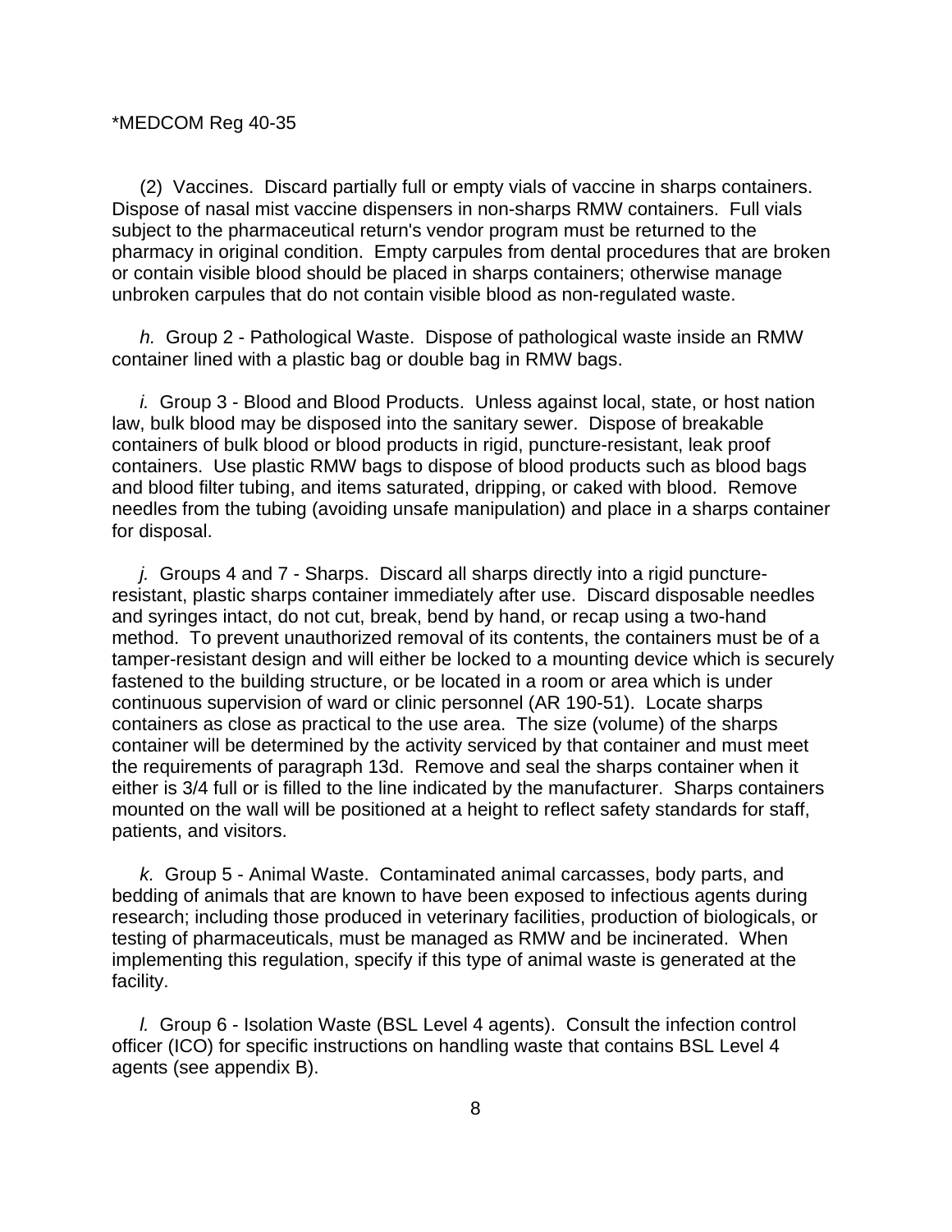(2) Vaccines. Discard partially full or empty vials of vaccine in sharps containers. Dispose of nasal mist vaccine dispensers in non-sharps RMW containers. Full vials subject to the pharmaceutical return's vendor program must be returned to the pharmacy in original condition. Empty carpules from dental procedures that are broken or contain visible blood should be placed in sharps containers; otherwise manage unbroken carpules that do not contain visible blood as non-regulated waste.

*h.* Group 2 - Pathological Waste. Dispose of pathological waste inside an RMW container lined with a plastic bag or double bag in RMW bags.

*i.* Group 3 - Blood and Blood Products. Unless against local, state, or host nation law, bulk blood may be disposed into the sanitary sewer. Dispose of breakable containers of bulk blood or blood products in rigid, puncture-resistant, leak proof containers. Use plastic RMW bags to dispose of blood products such as blood bags and blood filter tubing, and items saturated, dripping, or caked with blood. Remove needles from the tubing (avoiding unsafe manipulation) and place in a sharps container for disposal.

*j.* Groups 4 and 7 - Sharps. Discard all sharps directly into a rigid puncture-resistant, plastic sharps container immediately after use. Discard disposable needles and syringes intact, do not cut, break, bend by hand, or recap using a two-hand method. To prevent unauthorized removal of its contents, the containers must be of a tamper-resistant design and will either be locked to a mounting device which is securely fastened to the building structure, or be located in a room or area which is under continuous supervision of ward or clinic personnel (AR 190-51). Locate sharps containers as close as practical to the use area. The size (volume) of the sharps container will be determined by the activity serviced by that container and must meet the requirements of paragraph 13d. Remove and seal the sharps container when it either is 3/4 full or is filled to the line indicated by the manufacturer. Sharps containers mounted on the wall will be positioned at a height to reflect safety standards for staff, patients, and visitors.

*k.* Group 5 - Animal Waste. Contaminated animal carcasses, body parts, and bedding of animals that are known to have been exposed to infectious agents during research; including those produced in veterinary facilities, production of biologicals, or testing of pharmaceuticals, must be managed as RMW and be incinerated. When implementing this regulation, specify if this type of animal waste is generated at the facility.

*l.* Group 6 - Isolation Waste (BSL Level 4 agents). Consult the infection control officer (ICO) for specific instructions on handling waste that contains BSL Level 4 agents (see appendix B).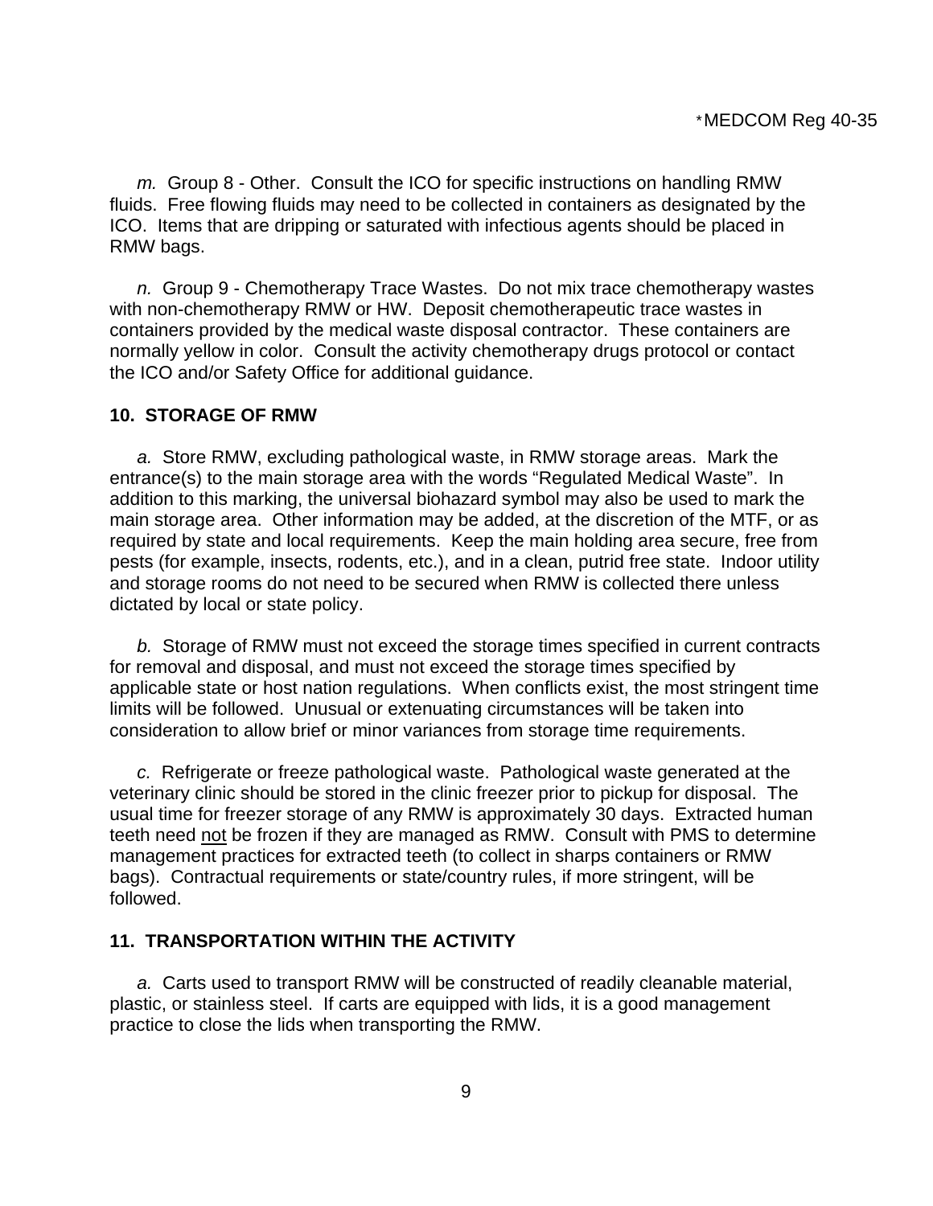*m.* Group 8 - Other. Consult the ICO for specific instructions on handling RMW fluids. Free flowing fluids may need to be collected in containers as designated by the ICO. Items that are dripping or saturated with infectious agents should be placed in RMW bags.

*n.* Group 9 - Chemotherapy Trace Wastes. Do not mix trace chemotherapy wastes with non-chemotherapy RMW or HW. Deposit chemotherapeutic trace wastes in containers provided by the medical waste disposal contractor. These containers are normally yellow in color. Consult the activity chemotherapy drugs protocol or contact the ICO and/or Safety Office for additional guidance.

**10. STORAGE OF RMW**

*a.* Store RMW, excluding pathological waste, in RMW storage areas. Mark the entrance(s) to the main storage area with the words "Regulated Medical Waste". In addition to this marking, the universal biohazard symbol may also be used to mark the main storage area. Other information may be added, at the discretion of the MTF, or as required by state and local requirements. Keep the main holding area secure, free from pests (for example, insects, rodents, etc.), and in a clean, putrid free state. Indoor utility and storage rooms do not need to be secured when RMW is collected there unless dictated by local or state policy.

*b.* Storage of RMW must not exceed the storage times specified in current contracts for removal and disposal, and must not exceed the storage times specified by applicable state or host nation regulations. When conflicts exist, the most stringent time limits will be followed. Unusual or extenuating circumstances will be taken into consideration to allow brief or minor variances from storage time requirements.

*c.* Refrigerate or freeze pathological waste. Pathological waste generated at the veterinary clinic should be stored in the clinic freezer prior to pickup for disposal. The usual time for freezer storage of any RMW is approximately 30 days. Extracted human teeth need <u>not</u> be frozen if they are managed as RMW. Consult with PMS to determine management practices for extracted teeth (to collect in sharps containers or RMW bags). Contractual requirements or state/country rules, if more stringent, will be followed.

**11. TRANSPORTATION WITHIN THE ACTIVITY**

*a.* Carts used to transport RMW will be constructed of readily cleanable material, plastic, or stainless steel. If carts are equipped with lids, it is a good management practice to close the lids when transporting the RMW.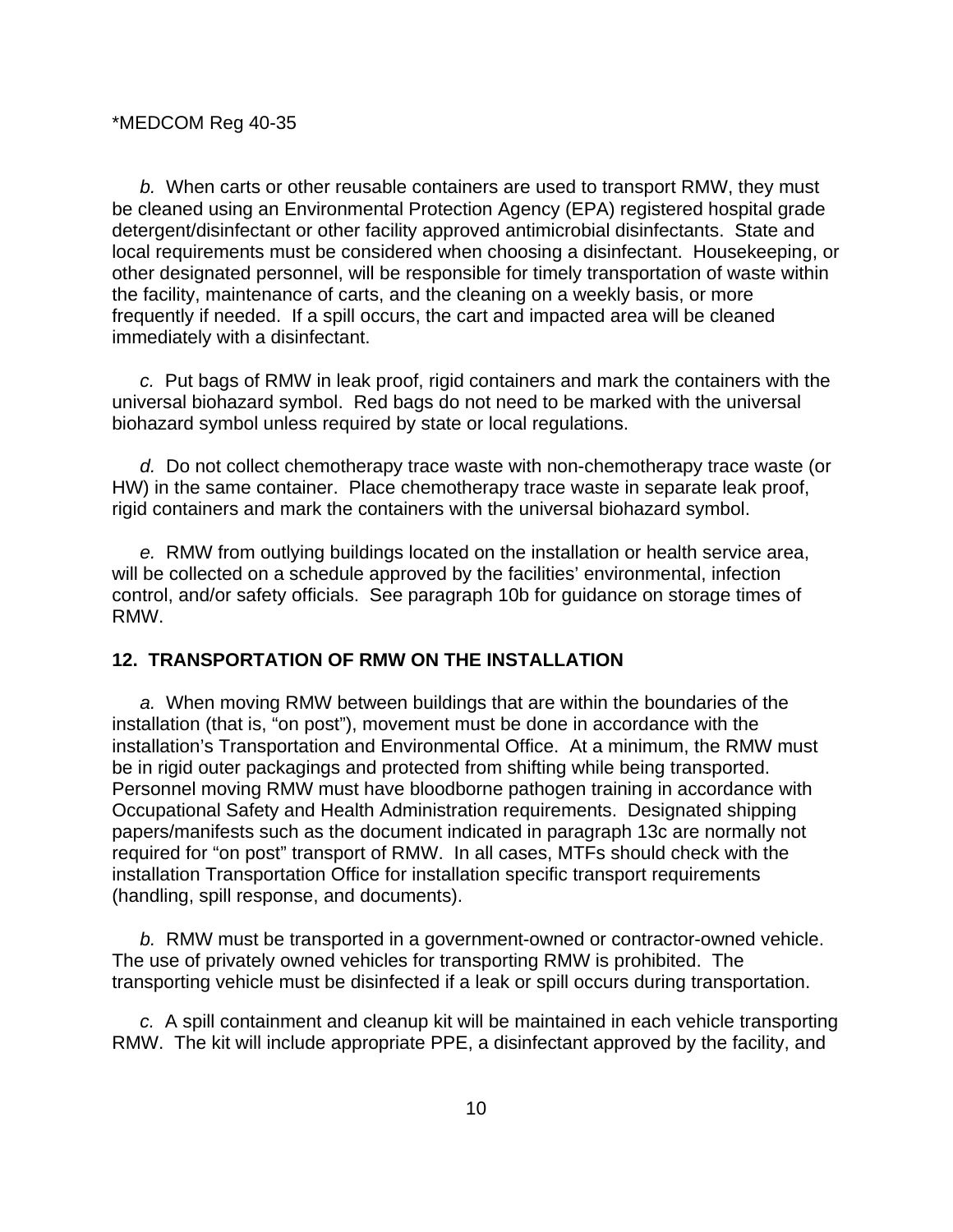*b.* When carts or other reusable containers are used to transport RMW, they must be cleaned using an Environmental Protection Agency (EPA) registered hospital grade detergent/disinfectant or other facility approved antimicrobial disinfectants. State and local requirements must be considered when choosing a disinfectant. Housekeeping, or other designated personnel, will be responsible for timely transportation of waste within the facility, maintenance of carts, and the cleaning on a weekly basis, or more frequently if needed. If a spill occurs, the cart and impacted area will be cleaned immediately with a disinfectant.

*c.* Put bags of RMW in leak proof, rigid containers and mark the containers with the universal biohazard symbol. Red bags do not need to be marked with the universal biohazard symbol unless required by state or local regulations.

*d.* Do not collect chemotherapy trace waste with non-chemotherapy trace waste (or HW) in the same container. Place chemotherapy trace waste in separate leak proof, rigid containers and mark the containers with the universal biohazard symbol.

*e.* RMW from outlying buildings located on the installation or health service area, will be collected on a schedule approved by the facilities' environmental, infection control, and/or safety officials. See paragraph 10b for guidance on storage times of RMW.

## 12. TRANSPORTATION OF RMW ON THE INSTALLATION

*a.* When moving RMW between buildings that are within the boundaries of the installation (that is, "on post"), movement must be done in accordance with the installation's Transportation and Environmental Office. At a minimum, the RMW must be in rigid outer packagings and protected from shifting while being transported. Personnel moving RMW must have bloodborne pathogen training in accordance with Occupational Safety and Health Administration requirements. Designated shipping papers/manifests such as the document indicated in paragraph 13c are normally not required for "on post" transport of RMW. In all cases, MTFs should check with the installation Transportation Office for installation specific transport requirements (handling, spill response, and documents).

*b.* RMW must be transported in a government-owned or contractor-owned vehicle. The use of privately owned vehicles for transporting RMW is prohibited. The transporting vehicle must be disinfected if a leak or spill occurs during transportation.

*c.* A spill containment and cleanup kit will be maintained in each vehicle transporting RMW. The kit will include appropriate PPE, a disinfectant approved by the facility, and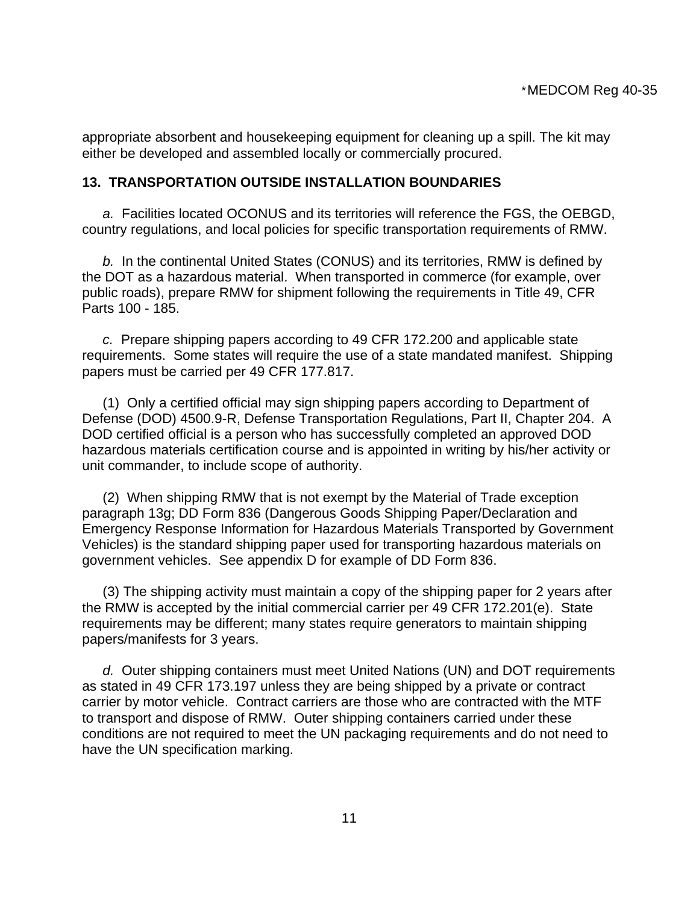appropriate absorbent and housekeeping equipment for cleaning up a spill. The kit may either be developed and assembled locally or commercially procured.

## 13. TRANSPORTATION OUTSIDE INSTALLATION BOUNDARIES

*a.* Facilities located OCONUS and its territories will reference the FGS, the OEBGD, country regulations, and local policies for specific transportation requirements of RMW.

*b.* In the continental United States (CONUS) and its territories, RMW is defined by the DOT as a hazardous material. When transported in commerce (for example, over public roads), prepare RMW for shipment following the requirements in Title 49, CFR Parts 100 - 185.

*c.* Prepare shipping papers according to 49 CFR 172.200 and applicable state requirements. Some states will require the use of a state mandated manifest. Shipping papers must be carried per 49 CFR 177.817.

(1) Only a certified official may sign shipping papers according to Department of Defense (DOD) 4500.9-R, Defense Transportation Regulations, Part II, Chapter 204. A DOD certified official is a person who has successfully completed an approved DOD hazardous materials certification course and is appointed in writing by his/her activity or unit commander, to include scope of authority.

(2) When shipping RMW that is not exempt by the Material of Trade exception paragraph 13g; DD Form 836 (Dangerous Goods Shipping Paper/Declaration and Emergency Response Information for Hazardous Materials Transported by Government Vehicles) is the standard shipping paper used for transporting hazardous materials on government vehicles. See appendix D for example of DD Form 836.

(3) The shipping activity must maintain a copy of the shipping paper for 2 years after the RMW is accepted by the initial commercial carrier per 49 CFR 172.201(e). State requirements may be different; many states require generators to maintain shipping papers/manifests for 3 years.

*d.* Outer shipping containers must meet United Nations (UN) and DOT requirements as stated in 49 CFR 173.197 unless they are being shipped by a private or contract carrier by motor vehicle. Contract carriers are those who are contracted with the MTF to transport and dispose of RMW. Outer shipping containers carried under these conditions are not required to meet the UN packaging requirements and do not need to have the UN specification marking.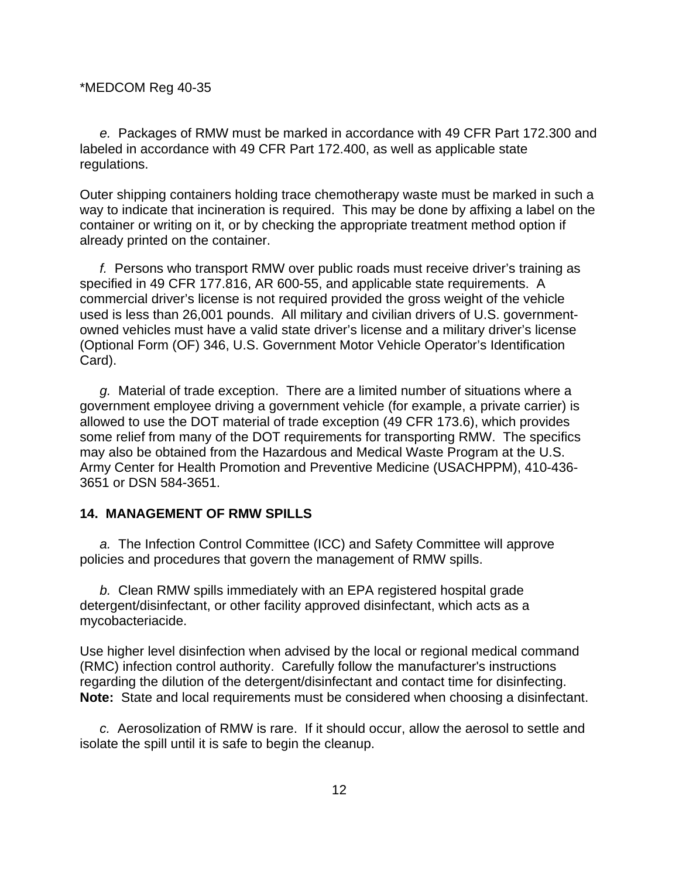*e.* Packages of RMW must be marked in accordance with 49 CFR Part 172.300 and labeled in accordance with 49 CFR Part 172.400, as well as applicable state regulations.

Outer shipping containers holding trace chemotherapy waste must be marked in such a way to indicate that incineration is required. This may be done by affixing a label on the container or writing on it, or by checking the appropriate treatment method option if already printed on the container.

*f.* Persons who transport RMW over public roads must receive driver's training as specified in 49 CFR 177.816, AR 600-55, and applicable state requirements. A commercial driver's license is not required provided the gross weight of the vehicle used is less than 26,001 pounds. All military and civilian drivers of U.S. government-owned vehicles must have a valid state driver's license and a military driver's license (Optional Form (OF) 346, U.S. Government Motor Vehicle Operator's Identification Card).

*g.* Material of trade exception. There are a limited number of situations where a government employee driving a government vehicle (for example, a private carrier) is allowed to use the DOT material of trade exception (49 CFR 173.6), which provides some relief from many of the DOT requirements for transporting RMW. The specifics may also be obtained from the Hazardous and Medical Waste Program at the U.S. Army Center for Health Promotion and Preventive Medicine (USACHPPM), 410-436-3651 or DSN 584-3651.

## 14. MANAGEMENT OF RMW SPILLS

*a.* The Infection Control Committee (ICC) and Safety Committee will approve policies and procedures that govern the management of RMW spills.

*b.* Clean RMW spills immediately with an EPA registered hospital grade detergent/disinfectant, or other facility approved disinfectant, which acts as a mycobacteriacide.

Use higher level disinfection when advised by the local or regional medical command (RMC) infection control authority. Carefully follow the manufacturer's instructions regarding the dilution of the detergent/disinfectant and contact time for disinfecting. **Note:** State and local requirements must be considered when choosing a disinfectant.

*c.* Aerosolization of RMW is rare. If it should occur, allow the aerosol to settle and isolate the spill until it is safe to begin the cleanup.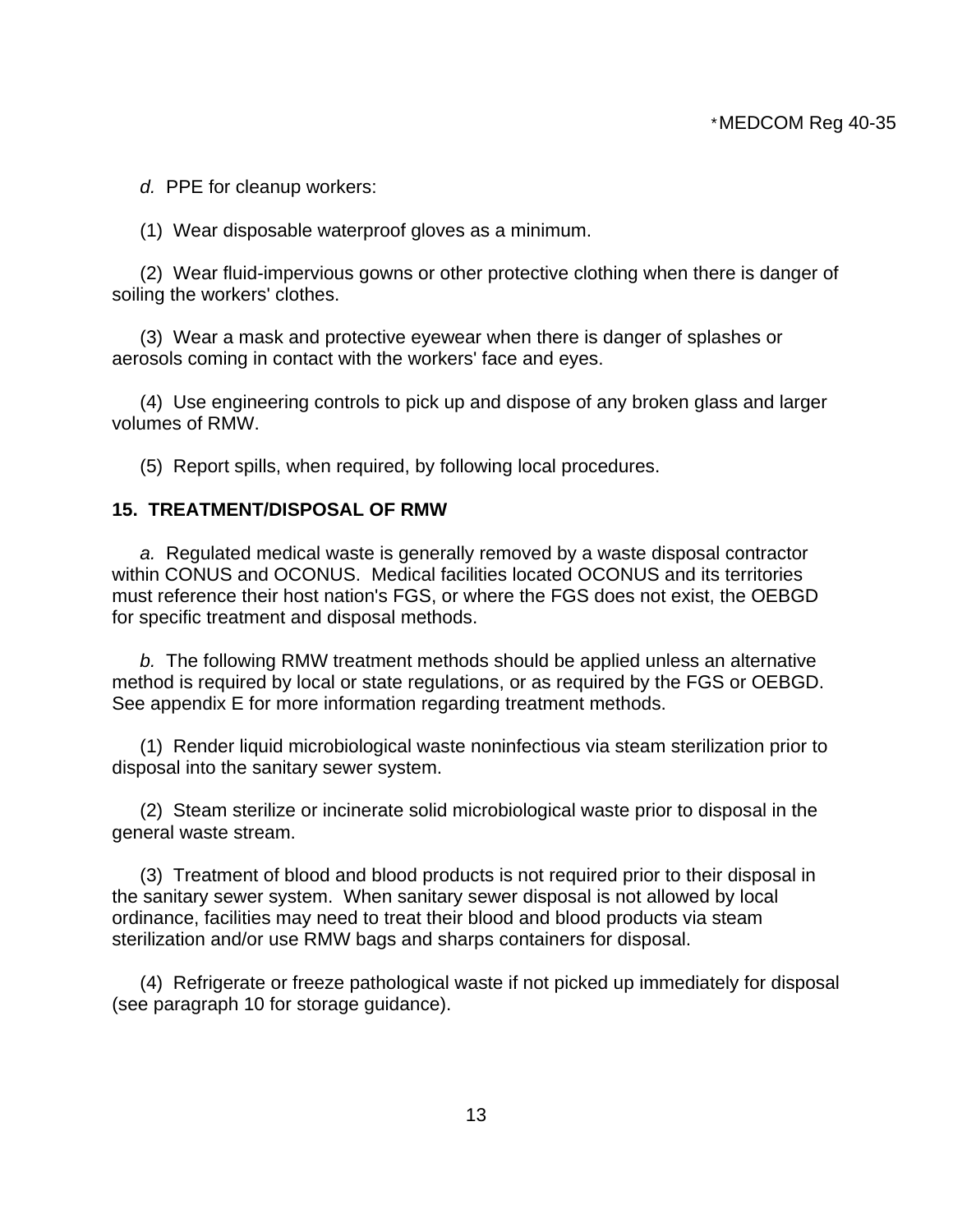*d.* PPE for cleanup workers:

(1) Wear disposable waterproof gloves as a minimum.

(2) Wear fluid-impervious gowns or other protective clothing when there is danger of soiling the workers' clothes.

(3) Wear a mask and protective eyewear when there is danger of splashes or aerosols coming in contact with the workers' face and eyes.

(4) Use engineering controls to pick up and dispose of any broken glass and larger volumes of RMW.

(5) Report spills, when required, by following local procedures.

**15. TREATMENT/DISPOSAL OF RMW**

*a.* Regulated medical waste is generally removed by a waste disposal contractor within CONUS and OCONUS. Medical facilities located OCONUS and its territories must reference their host nation's FGS, or where the FGS does not exist, the OEBGD for specific treatment and disposal methods.

*b.* The following RMW treatment methods should be applied unless an alternative method is required by local or state regulations, or as required by the FGS or OEBGD. See appendix E for more information regarding treatment methods.

(1) Render liquid microbiological waste noninfectious via steam sterilization prior to disposal into the sanitary sewer system.

(2) Steam sterilize or incinerate solid microbiological waste prior to disposal in the general waste stream.

(3) Treatment of blood and blood products is not required prior to their disposal in the sanitary sewer system. When sanitary sewer disposal is not allowed by local ordinance, facilities may need to treat their blood and blood products via steam sterilization and/or use RMW bags and sharps containers for disposal.

(4) Refrigerate or freeze pathological waste if not picked up immediately for disposal (see paragraph 10 for storage guidance).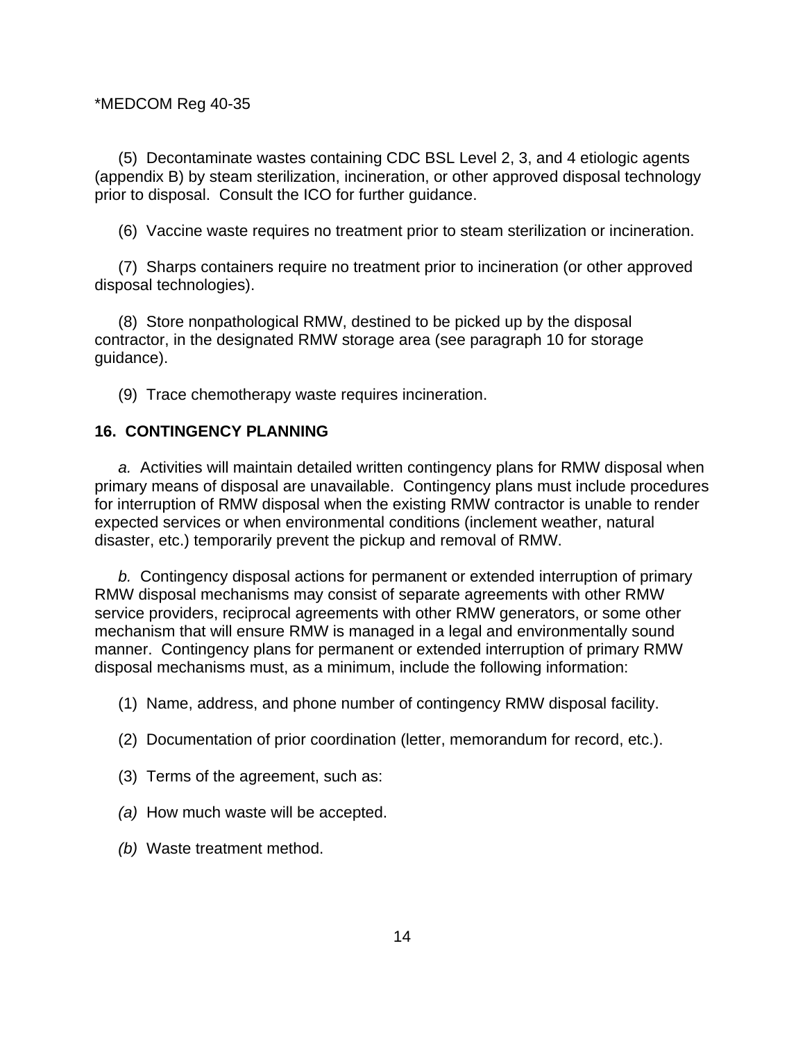(5) Decontaminate wastes containing CDC BSL Level 2, 3, and 4 etiologic agents (appendix B) by steam sterilization, incineration, or other approved disposal technology prior to disposal. Consult the ICO for further guidance.

(6) Vaccine waste requires no treatment prior to steam sterilization or incineration.

(7) Sharps containers require no treatment prior to incineration (or other approved disposal technologies).

(8) Store nonpathological RMW, destined to be picked up by the disposal contractor, in the designated RMW storage area (see paragraph 10 for storage guidance).

(9) Trace chemotherapy waste requires incineration.

## 16. CONTINGENCY PLANNING

*a.* Activities will maintain detailed written contingency plans for RMW disposal when primary means of disposal are unavailable. Contingency plans must include procedures for interruption of RMW disposal when the existing RMW contractor is unable to render expected services or when environmental conditions (inclement weather, natural disaster, etc.) temporarily prevent the pickup and removal of RMW.

*b.* Contingency disposal actions for permanent or extended interruption of primary RMW disposal mechanisms may consist of separate agreements with other RMW service providers, reciprocal agreements with other RMW generators, or some other mechanism that will ensure RMW is managed in a legal and environmentally sound manner. Contingency plans for permanent or extended interruption of primary RMW disposal mechanisms must, as a minimum, include the following information:

(1) Name, address, and phone number of contingency RMW disposal facility.

(2) Documentation of prior coordination (letter, memorandum for record, etc.).

(3) Terms of the agreement, such as:

*(a)* How much waste will be accepted.

*(b)* Waste treatment method.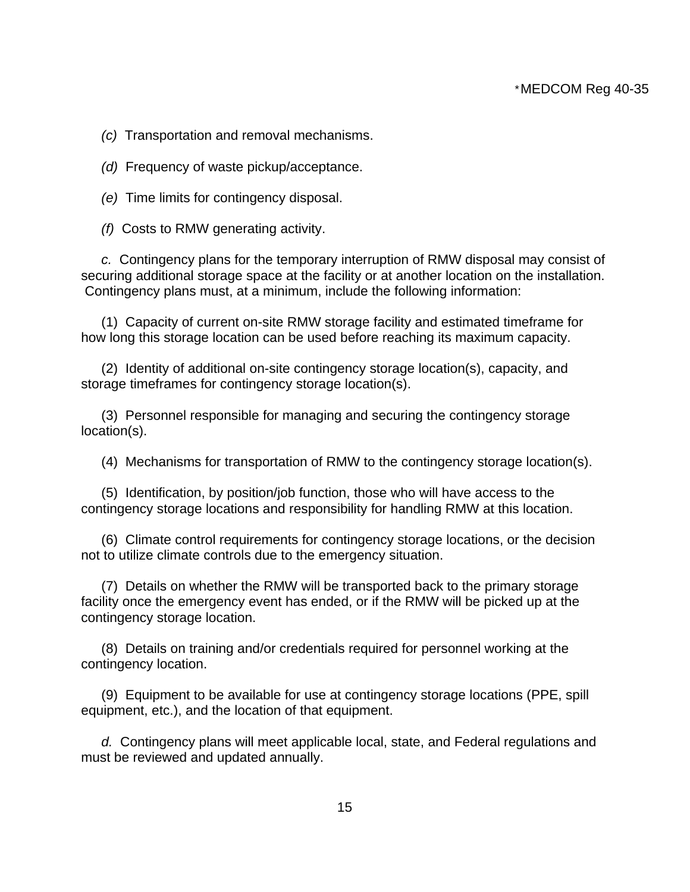*(c)* Transportation and removal mechanisms.

*(d)* Frequency of waste pickup/acceptance.

*(e)* Time limits for contingency disposal.

*(f)* Costs to RMW generating activity.

*c.* Contingency plans for the temporary interruption of RMW disposal may consist of securing additional storage space at the facility or at another location on the installation. Contingency plans must, at a minimum, include the following information:

(1) Capacity of current on-site RMW storage facility and estimated timeframe for how long this storage location can be used before reaching its maximum capacity.

(2) Identity of additional on-site contingency storage location(s), capacity, and storage timeframes for contingency storage location(s).

(3) Personnel responsible for managing and securing the contingency storage location(s).

(4) Mechanisms for transportation of RMW to the contingency storage location(s).

(5) Identification, by position/job function, those who will have access to the contingency storage locations and responsibility for handling RMW at this location.

(6) Climate control requirements for contingency storage locations, or the decision not to utilize climate controls due to the emergency situation.

(7) Details on whether the RMW will be transported back to the primary storage facility once the emergency event has ended, or if the RMW will be picked up at the contingency storage location.

(8) Details on training and/or credentials required for personnel working at the contingency location.

(9) Equipment to be available for use at contingency storage locations (PPE, spill equipment, etc.), and the location of that equipment.

*d.* Contingency plans will meet applicable local, state, and Federal regulations and must be reviewed and updated annually.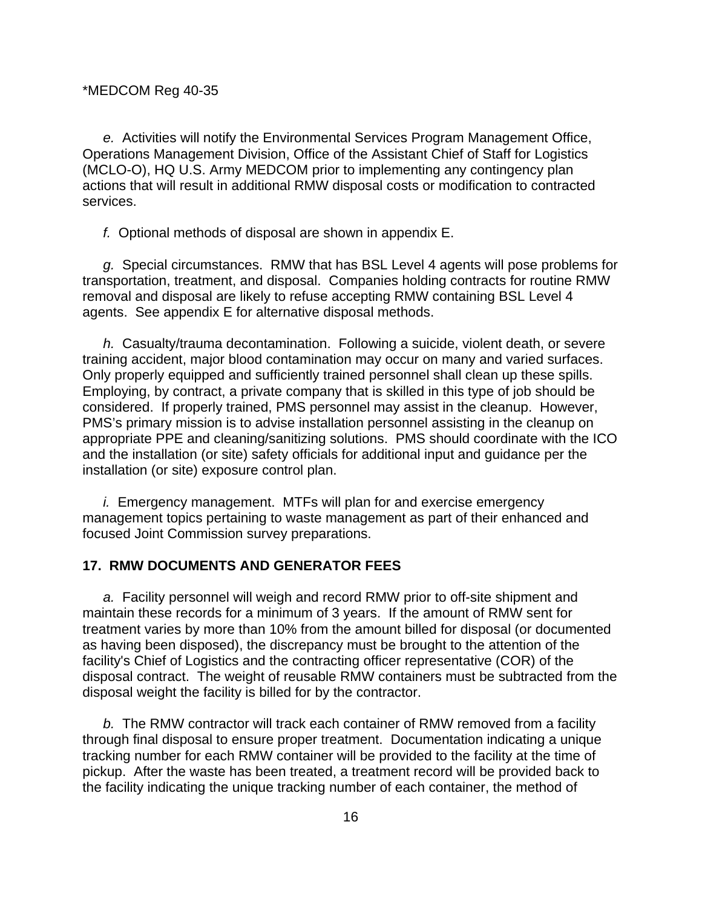*e.* Activities will notify the Environmental Services Program Management Office, Operations Management Division, Office of the Assistant Chief of Staff for Logistics (MCLO-O), HQ U.S. Army MEDCOM prior to implementing any contingency plan actions that will result in additional RMW disposal costs or modification to contracted services.

*f.* Optional methods of disposal are shown in appendix E.

*g.* Special circumstances. RMW that has BSL Level 4 agents will pose problems for transportation, treatment, and disposal. Companies holding contracts for routine RMW removal and disposal are likely to refuse accepting RMW containing BSL Level 4 agents. See appendix E for alternative disposal methods.

*h.* Casualty/trauma decontamination. Following a suicide, violent death, or severe training accident, major blood contamination may occur on many and varied surfaces. Only properly equipped and sufficiently trained personnel shall clean up these spills. Employing, by contract, a private company that is skilled in this type of job should be considered. If properly trained, PMS personnel may assist in the cleanup. However, PMS's primary mission is to advise installation personnel assisting in the cleanup on appropriate PPE and cleaning/sanitizing solutions. PMS should coordinate with the ICO and the installation (or site) safety officials for additional input and guidance per the installation (or site) exposure control plan.

*i.* Emergency management. MTFs will plan for and exercise emergency management topics pertaining to waste management as part of their enhanced and focused Joint Commission survey preparations.

## 17. RMW DOCUMENTS AND GENERATOR FEES

*a.* Facility personnel will weigh and record RMW prior to off-site shipment and maintain these records for a minimum of 3 years. If the amount of RMW sent for treatment varies by more than 10% from the amount billed for disposal (or documented as having been disposed), the discrepancy must be brought to the attention of the facility's Chief of Logistics and the contracting officer representative (COR) of the disposal contract. The weight of reusable RMW containers must be subtracted from the disposal weight the facility is billed for by the contractor.

*b.* The RMW contractor will track each container of RMW removed from a facility through final disposal to ensure proper treatment. Documentation indicating a unique tracking number for each RMW container will be provided to the facility at the time of pickup. After the waste has been treated, a treatment record will be provided back to the facility indicating the unique tracking number of each container, the method of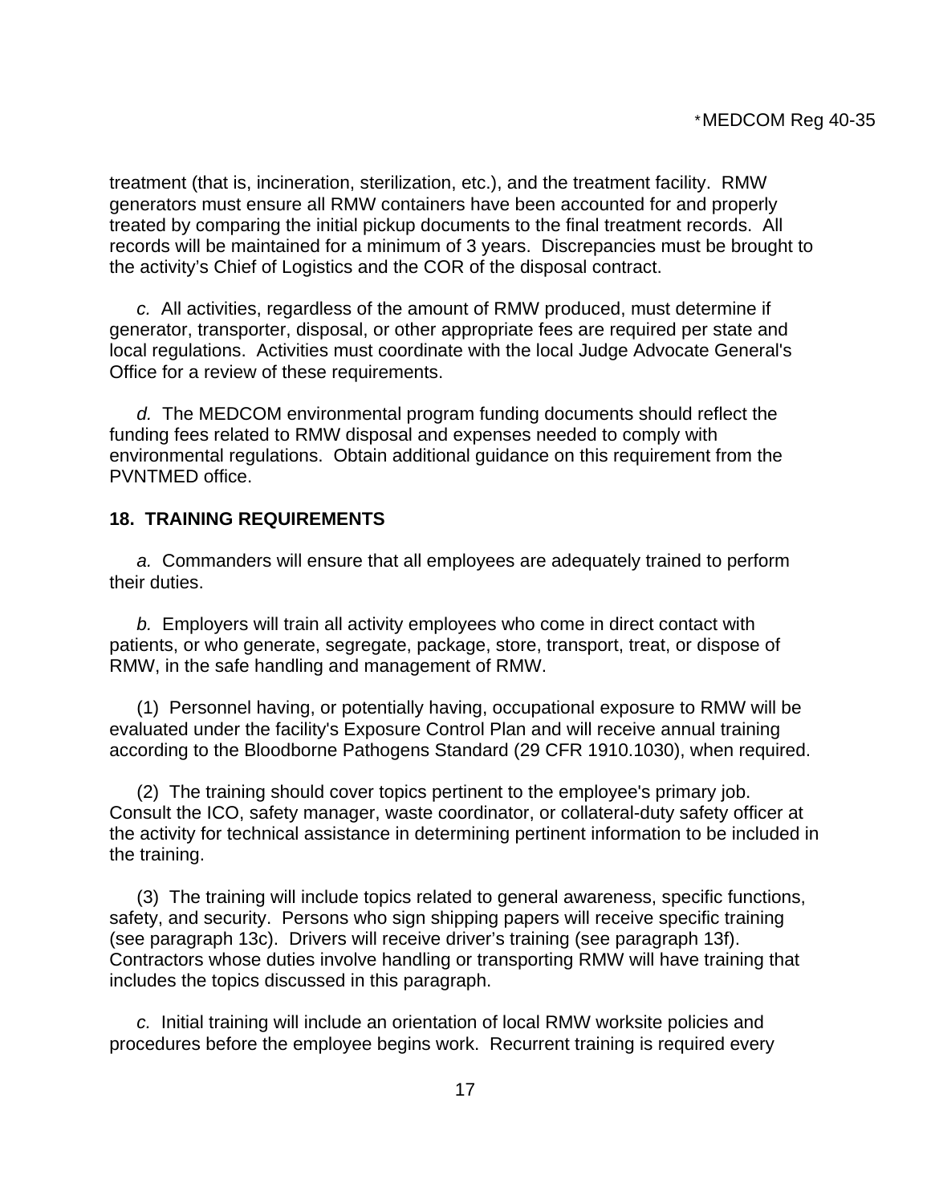treatment (that is, incineration, sterilization, etc.), and the treatment facility. RMW generators must ensure all RMW containers have been accounted for and properly treated by comparing the initial pickup documents to the final treatment records. All records will be maintained for a minimum of 3 years. Discrepancies must be brought to the activity's Chief of Logistics and the COR of the disposal contract.

*c.* All activities, regardless of the amount of RMW produced, must determine if generator, transporter, disposal, or other appropriate fees are required per state and local regulations. Activities must coordinate with the local Judge Advocate General's Office for a review of these requirements.

*d.* The MEDCOM environmental program funding documents should reflect the funding fees related to RMW disposal and expenses needed to comply with environmental regulations. Obtain additional guidance on this requirement from the PVNTMED office.

**18. TRAINING REQUIREMENTS**

*a.* Commanders will ensure that all employees are adequately trained to perform their duties.

*b.* Employers will train all activity employees who come in direct contact with patients, or who generate, segregate, package, store, transport, treat, or dispose of RMW, in the safe handling and management of RMW.

(1) Personnel having, or potentially having, occupational exposure to RMW will be evaluated under the facility's Exposure Control Plan and will receive annual training according to the Bloodborne Pathogens Standard (29 CFR 1910.1030), when required.

(2) The training should cover topics pertinent to the employee's primary job. Consult the ICO, safety manager, waste coordinator, or collateral-duty safety officer at the activity for technical assistance in determining pertinent information to be included in the training.

(3) The training will include topics related to general awareness, specific functions, safety, and security. Persons who sign shipping papers will receive specific training (see paragraph 13c). Drivers will receive driver's training (see paragraph 13f). Contractors whose duties involve handling or transporting RMW will have training that includes the topics discussed in this paragraph.

*c.* Initial training will include an orientation of local RMW worksite policies and procedures before the employee begins work. Recurrent training is required every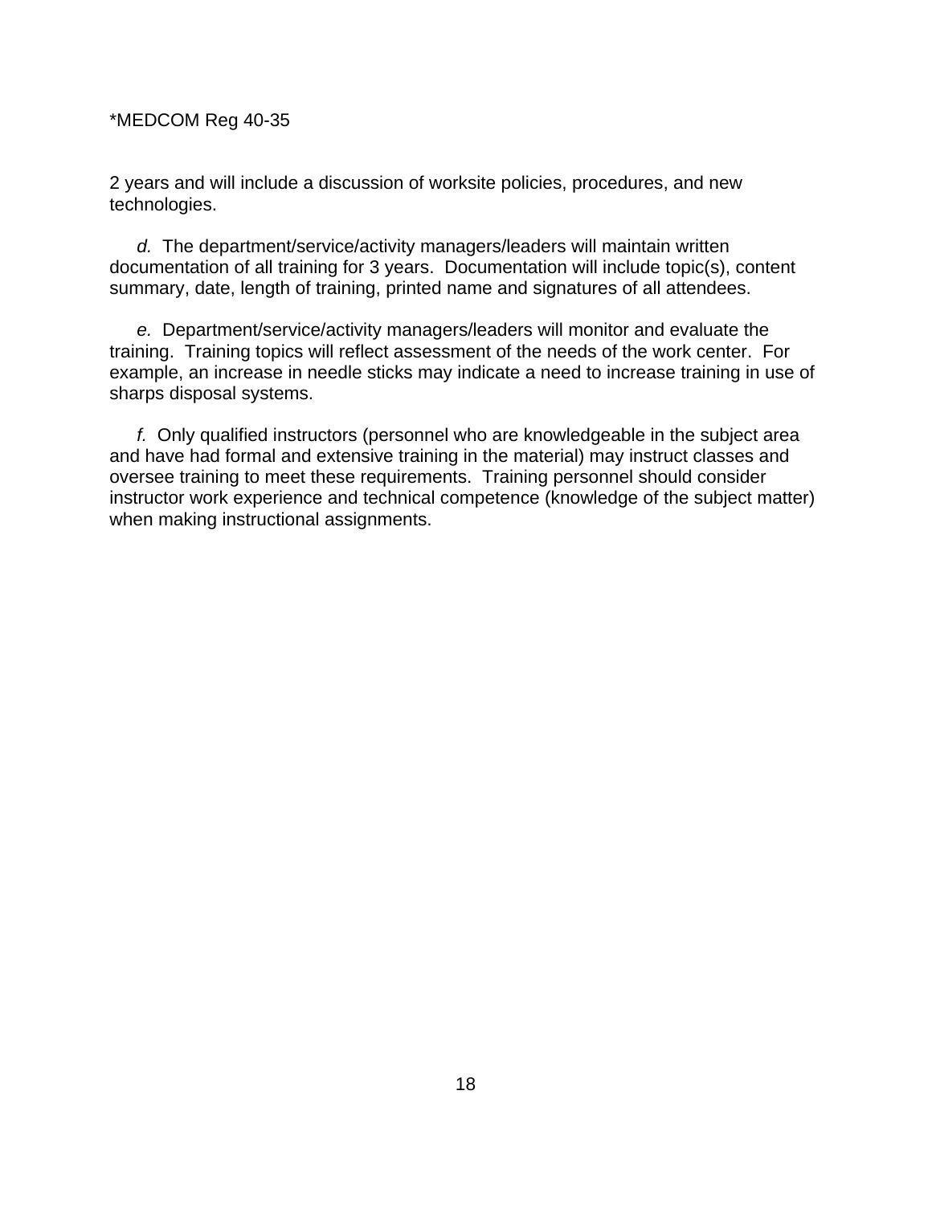2 years and will include a discussion of worksite policies, procedures, and new technologies.

*d.* The department/service/activity managers/leaders will maintain written documentation of all training for 3 years. Documentation will include topic(s), content summary, date, length of training, printed name and signatures of all attendees.

*e.* Department/service/activity managers/leaders will monitor and evaluate the training. Training topics will reflect assessment of the needs of the work center. For example, an increase in needle sticks may indicate a need to increase training in use of sharps disposal systems.

*f.* Only qualified instructors (personnel who are knowledgeable in the subject area and have had formal and extensive training in the material) may instruct classes and oversee training to meet these requirements. Training personnel should consider instructor work experience and technical competence (knowledge of the subject matter) when making instructional assignments.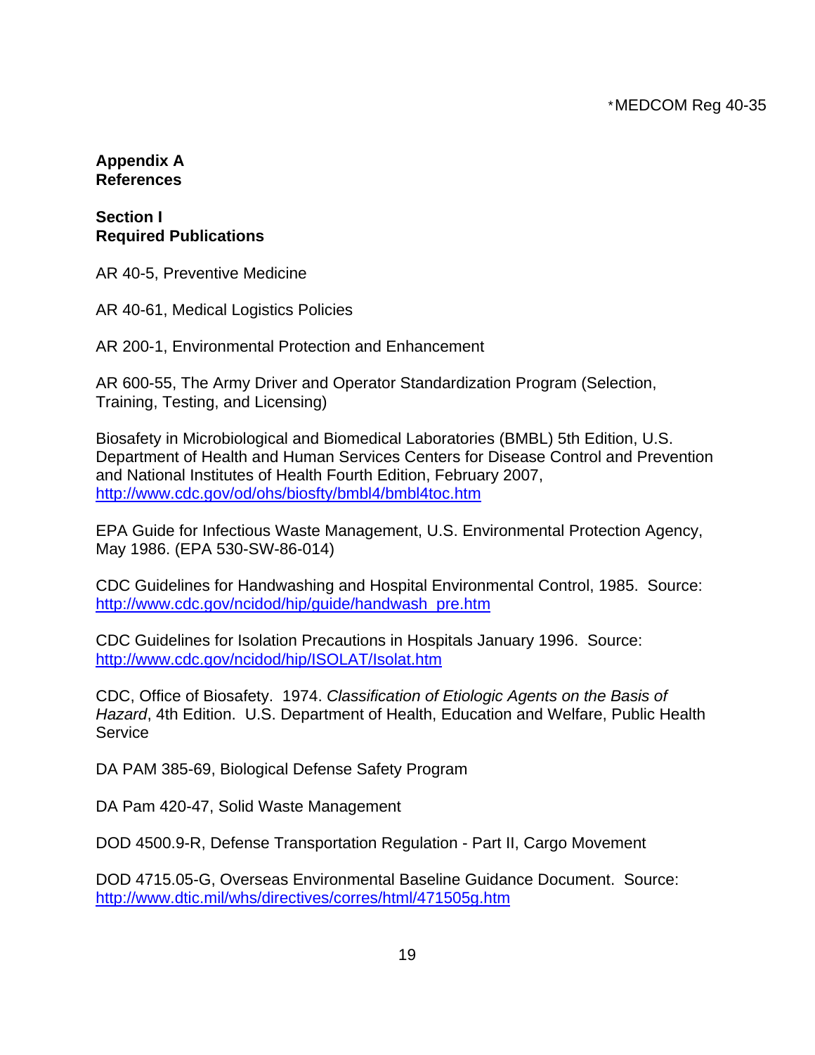## Appendix A
## References

### Section I
### Required Publications

AR 40-5, Preventive Medicine

AR 40-61, Medical Logistics Policies

AR 200-1, Environmental Protection and Enhancement

AR 600-55, The Army Driver and Operator Standardization Program (Selection, Training, Testing, and Licensing)

Biosafety in Microbiological and Biomedical Laboratories (BMBL) 5th Edition, U.S. Department of Health and Human Services Centers for Disease Control and Prevention and National Institutes of Health Fourth Edition, February 2007, http://www.cdc.gov/od/ohs/biosfty/bmbl4/bmbl4toc.htm

EPA Guide for Infectious Waste Management, U.S. Environmental Protection Agency, May 1986. (EPA 530-SW-86-014)

CDC Guidelines for Handwashing and Hospital Environmental Control, 1985. Source: http://www.cdc.gov/ncidod/hip/guide/handwash_pre.htm

CDC Guidelines for Isolation Precautions in Hospitals January 1996. Source: http://www.cdc.gov/ncidod/hip/ISOLAT/Isolat.htm

CDC, Office of Biosafety. 1974. *Classification of Etiologic Agents on the Basis of Hazard*, 4th Edition. U.S. Department of Health, Education and Welfare, Public Health Service

DA PAM 385-69, Biological Defense Safety Program

DA Pam 420-47, Solid Waste Management

DOD 4500.9-R, Defense Transportation Regulation - Part II, Cargo Movement

DOD 4715.05-G, Overseas Environmental Baseline Guidance Document. Source: http://www.dtic.mil/whs/directives/corres/html/471505g.htm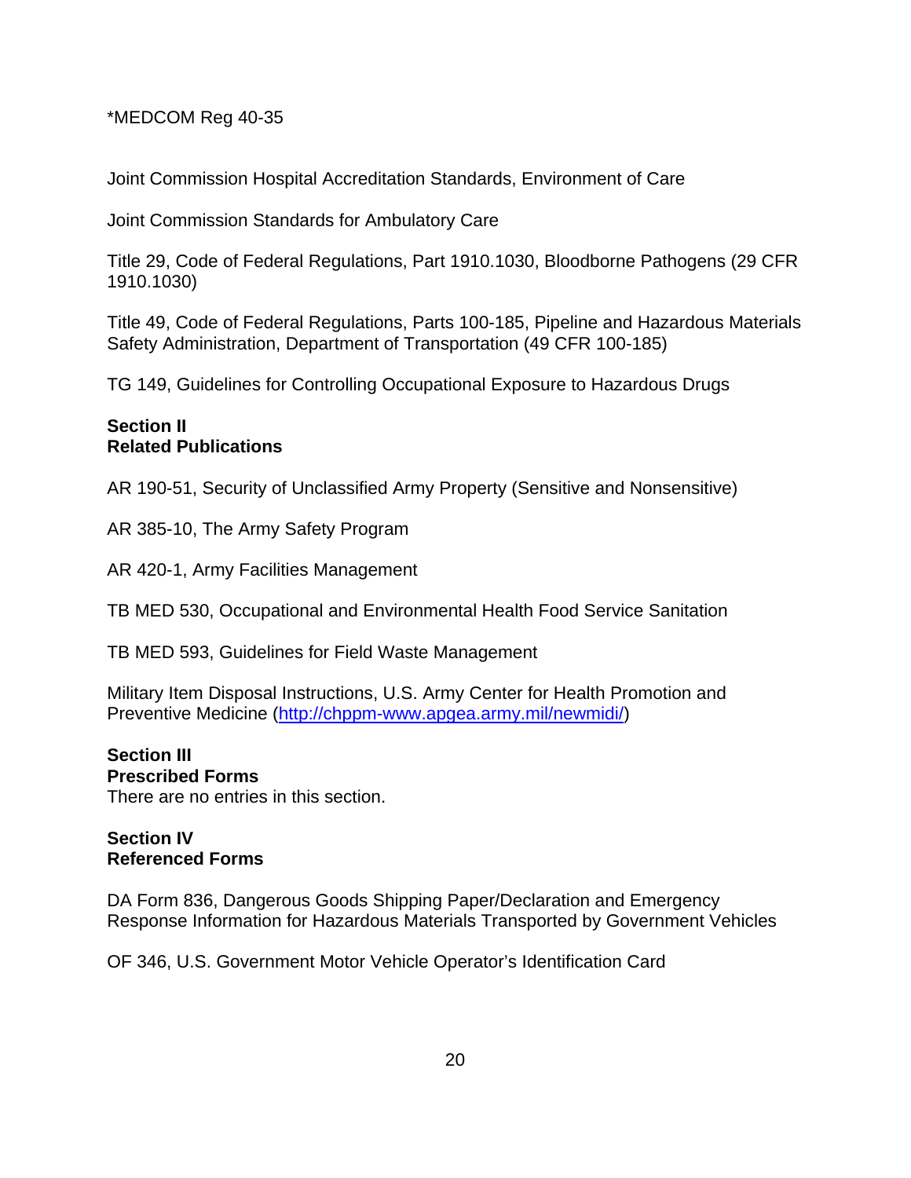*MEDCOM Reg 40-35

Joint Commission Hospital Accreditation Standards, Environment of Care

Joint Commission Standards for Ambulatory Care

Title 29, Code of Federal Regulations, Part 1910.1030, Bloodborne Pathogens (29 CFR 1910.1030)

Title 49, Code of Federal Regulations, Parts 100-185, Pipeline and Hazardous Materials Safety Administration, Department of Transportation (49 CFR 100-185)

TG 149, Guidelines for Controlling Occupational Exposure to Hazardous Drugs

**Section II**
**Related Publications**

AR 190-51, Security of Unclassified Army Property (Sensitive and Nonsensitive)

AR 385-10, The Army Safety Program

AR 420-1, Army Facilities Management

TB MED 530, Occupational and Environmental Health Food Service Sanitation

TB MED 593, Guidelines for Field Waste Management

Military Item Disposal Instructions, U.S. Army Center for Health Promotion and Preventive Medicine (http://chppm-www.apgea.army.mil/newmidi/)

**Section III**
**Prescribed Forms**
There are no entries in this section.

**Section IV**
**Referenced Forms**

DA Form 836, Dangerous Goods Shipping Paper/Declaration and Emergency Response Information for Hazardous Materials Transported by Government Vehicles

OF 346, U.S. Government Motor Vehicle Operator's Identification Card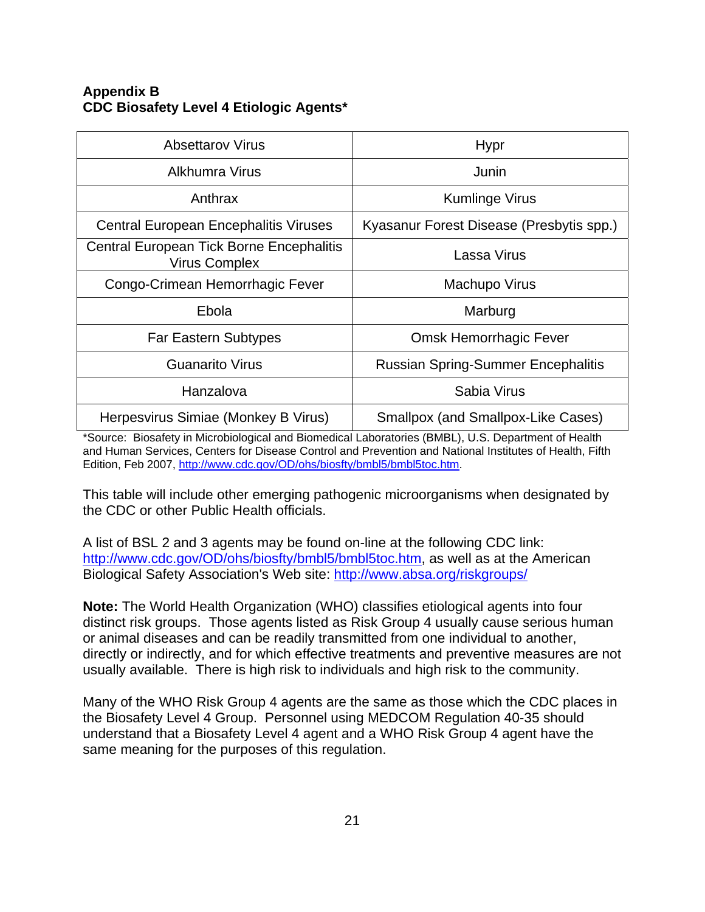**Appendix B**
**CDC Biosafety Level 4 Etiologic Agents***

| | |
|---|---|
| Absettarov Virus | Hypr |
| Alkhumra Virus | Junin |
| Anthrax | Kumlinge Virus |
| Central European Encephalitis Viruses | Kyasanur Forest Disease (Presbytis spp.) |
| Central European Tick Borne Encephalitis Virus Complex | Lassa Virus |
| Congo-Crimean Hemorrhagic Fever | Machupo Virus |
| Ebola | Marburg |
| Far Eastern Subtypes | Omsk Hemorrhagic Fever |
| Guanarito Virus | Russian Spring-Summer Encephalitis |
| Hanzalova | Sabia Virus |
| Herpesvirus Simiae (Monkey B Virus) | Smallpox (and Smallpox-Like Cases) |

*Source: Biosafety in Microbiological and Biomedical Laboratories (BMBL), U.S. Department of Health and Human Services, Centers for Disease Control and Prevention and National Institutes of Health, Fifth Edition, Feb 2007, http://www.cdc.gov/OD/ohs/biosfty/bmbl5/bmbl5toc.htm.

This table will include other emerging pathogenic microorganisms when designated by the CDC or other Public Health officials.

A list of BSL 2 and 3 agents may be found on-line at the following CDC link: http://www.cdc.gov/OD/ohs/biosfty/bmbl5/bmbl5toc.htm, as well as at the American Biological Safety Association's Web site: http://www.absa.org/riskgroups/

**Note:** The World Health Organization (WHO) classifies etiological agents into four distinct risk groups. Those agents listed as Risk Group 4 usually cause serious human or animal diseases and can be readily transmitted from one individual to another, directly or indirectly, and for which effective treatments and preventive measures are not usually available. There is high risk to individuals and high risk to the community.

Many of the WHO Risk Group 4 agents are the same as those which the CDC places in the Biosafety Level 4 Group. Personnel using MEDCOM Regulation 40-35 should understand that a Biosafety Level 4 agent and a WHO Risk Group 4 agent have the same meaning for the purposes of this regulation.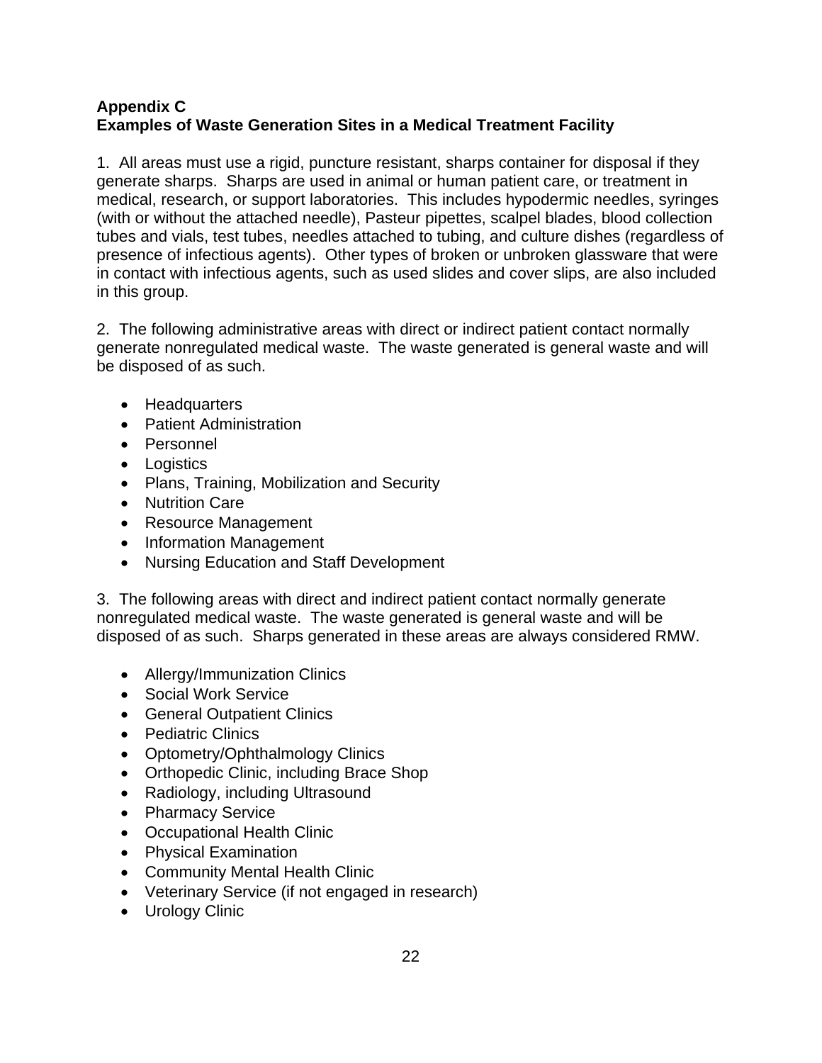## Appendix C
## Examples of Waste Generation Sites in a Medical Treatment Facility

1. All areas must use a rigid, puncture resistant, sharps container for disposal if they generate sharps. Sharps are used in animal or human patient care, or treatment in medical, research, or support laboratories. This includes hypodermic needles, syringes (with or without the attached needle), Pasteur pipettes, scalpel blades, blood collection tubes and vials, test tubes, needles attached to tubing, and culture dishes (regardless of presence of infectious agents). Other types of broken or unbroken glassware that were in contact with infectious agents, such as used slides and cover slips, are also included in this group.

2. The following administrative areas with direct or indirect patient contact normally generate nonregulated medical waste. The waste generated is general waste and will be disposed of as such.

- Headquarters
- Patient Administration
- Personnel
- Logistics
- Plans, Training, Mobilization and Security
- Nutrition Care
- Resource Management
- Information Management
- Nursing Education and Staff Development

3. The following areas with direct and indirect patient contact normally generate nonregulated medical waste. The waste generated is general waste and will be disposed of as such. Sharps generated in these areas are always considered RMW.

- Allergy/Immunization Clinics
- Social Work Service
- General Outpatient Clinics
- Pediatric Clinics
- Optometry/Ophthalmology Clinics
- Orthopedic Clinic, including Brace Shop
- Radiology, including Ultrasound
- Pharmacy Service
- Occupational Health Clinic
- Physical Examination
- Community Mental Health Clinic
- Veterinary Service (if not engaged in research)
- Urology Clinic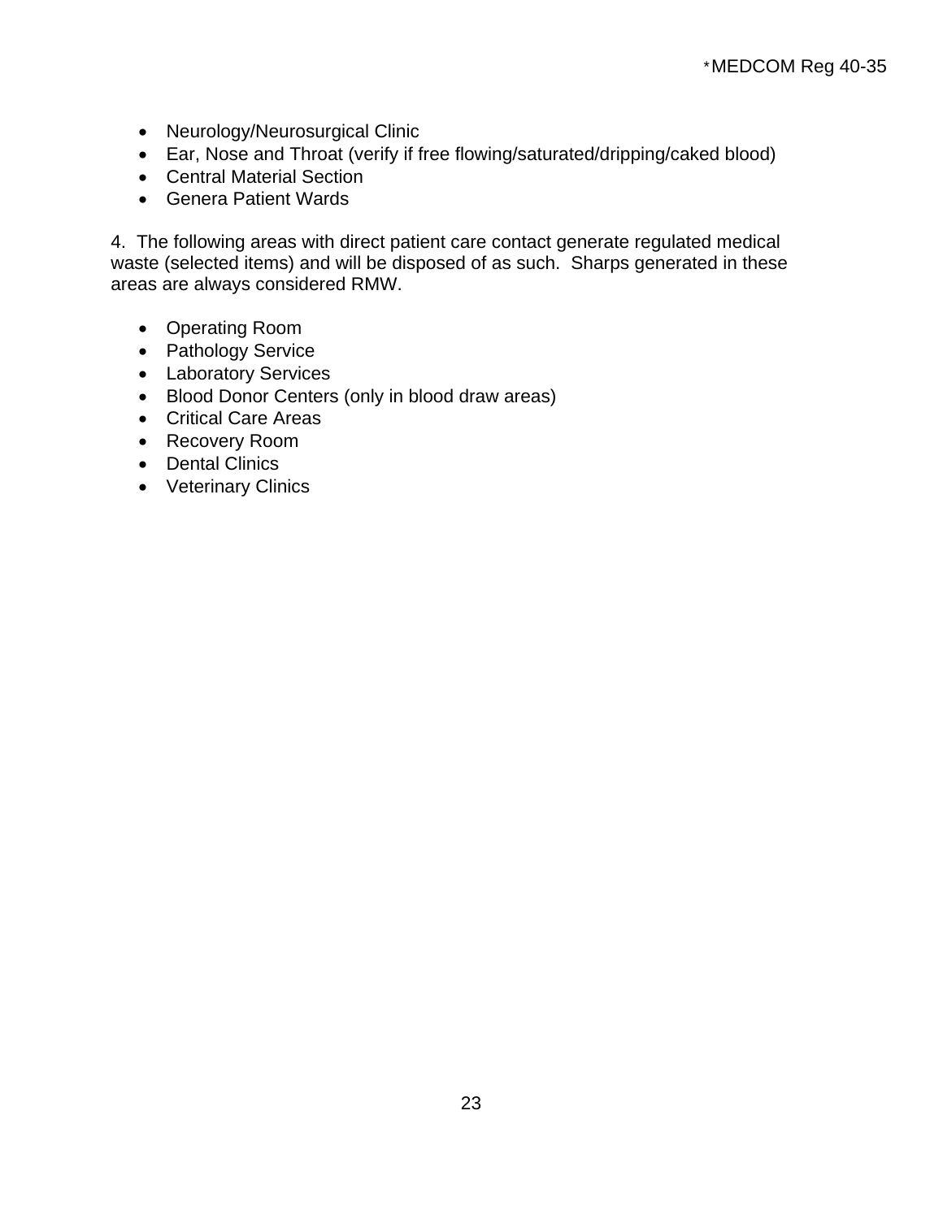- Neurology/Neurosurgical Clinic
- Ear, Nose and Throat (verify if free flowing/saturated/dripping/caked blood)
- Central Material Section
- Genera Patient Wards

4. The following areas with direct patient care contact generate regulated medical waste (selected items) and will be disposed of as such. Sharps generated in these areas are always considered RMW.

- Operating Room
- Pathology Service
- Laboratory Services
- Blood Donor Centers (only in blood draw areas)
- Critical Care Areas
- Recovery Room
- Dental Clinics
- Veterinary Clinics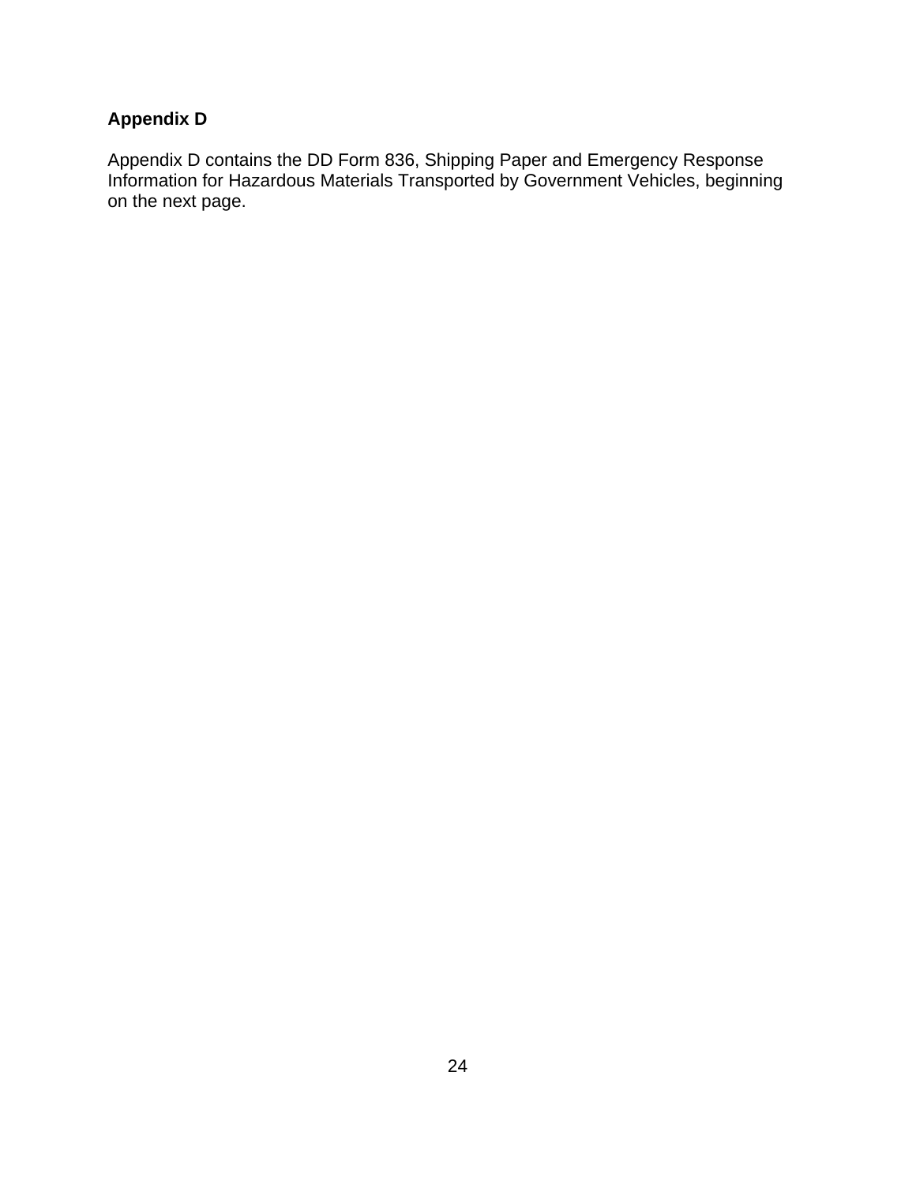## Appendix D

Appendix D contains the DD Form 836, Shipping Paper and Emergency Response Information for Hazardous Materials Transported by Government Vehicles, beginning on the next page.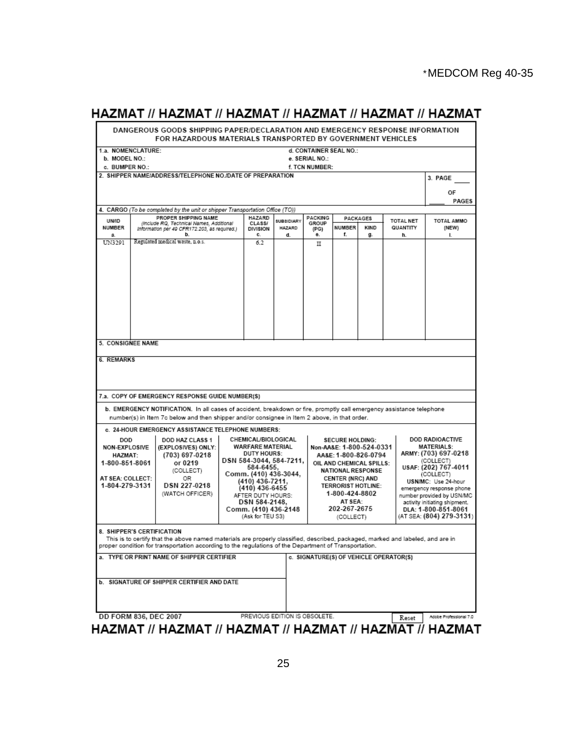HAZMAT // HAZMAT // HAZMAT // HAZMAT // HAZMAT // HAZMAT

## DANGEROUS GOODS SHIPPING PAPER/DECLARATION AND EMERGENCY RESPONSE INFORMATION FOR HAZARDOUS MATERIALS TRANSPORTED BY GOVERNMENT VEHICLES

1.a. NOMENCLATURE:
b. MODEL NO.:
c. BUMPER NO.:
d. CONTAINER SEAL NO.:
e. SERIAL NO.:
f. TCN NUMBER:

2. SHIPPER NAME/ADDRESS/TELEPHONE NO./DATE OF PREPARATION

3. PAGE ____ OF ____ PAGES

4. CARGO *(To be completed by the unit or shipper Transportation Office (TO))*

| UN/ID NUMBER a. | PROPER SHIPPING NAME *(Include RQ, Technical Names, Additional Information per 49 CFR172.203, as required.)* b. | HAZARD CLASS/ DIVISION c. | SUBSIDIARY HAZARD d. | PACKING GROUP (PG) e. | PACKAGES NUMBER f. | PACKAGES KIND g. | TOTAL NET QUANTITY h. | TOTAL AMMO (NEW) i. |
|---|---|---|---|---|---|---|---|---|
| UN3291 | Regulated medical waste, n.o.s. | 6.2 | | II | | | | |

5. CONSIGNEE NAME

6. REMARKS

7.a. COPY OF EMERGENCY RESPONSE GUIDE NUMBER(S)

b. EMERGENCY NOTIFICATION. In all cases of accident, breakdown or fire, promptly call emergency assistance telephone number(s) in Item 7c below and then shipper and/or consignee in Item 2 above, in that order.

c. 24-HOUR EMERGENCY ASSISTANCE TELEPHONE NUMBERS:

| DOD NON-EXPLOSIVE HAZMAT: | DOD HAZ CLASS 1 (EXPLOSIVES) ONLY: | CHEMICAL/BIOLOGICAL WARFARE MATERIAL | SECURE HOLDING: | DOD RADIOACTIVE MATERIALS: |
|---|---|---|---|---|
| 1-800-851-8061<br>AT SEA: COLLECT: 1-804-279-3131 | (703) 697-0218 or 0219 (COLLECT) OR DSN 227-0218 (WATCH OFFICER) | DUTY HOURS: DSN 584-3044, 584-7211, 584-6455, Comm. (410) 436-3044, (410) 436-7211, (410) 436-6455<br>AFTER DUTY HOURS: DSN 584-2148, Comm. (410) 436-2148 (Ask for TEU S3) | Non-AA&E: 1-800-524-0331<br>AA&E: 1-800-826-0794<br>OIL AND CHEMICAL SPILLS: NATIONAL RESPONSE CENTER (NRC) AND TERRORIST HOTLINE: 1-800-424-8802<br>AT SEA: 202-267-2675 (COLLECT) | ARMY: (703) 697-0218 (COLLECT)<br>USAF: (202) 767-4011 (COLLECT)<br>USN/MC: Use 24-hour emergency response phone number provided by USN/MC activity initiating shipment.<br>DLA: 1-800-851-8061 (AT SEA: (804) 279-3131) |

8. SHIPPER'S CERTIFICATION
This is to certify that the above named materials are properly classified, described, packaged, marked and labeled, and are in proper condition for transportation according to the regulations of the Department of Transportation.

a. TYPE OR PRINT NAME OF SHIPPER CERTIFIER

b. SIGNATURE OF SHIPPER CERTIFIER AND DATE

c. SIGNATURE(S) OF VEHICLE OPERATOR(S)

DD FORM 836, DEC 2007 PREVIOUS EDITION IS OBSOLETE. Reset Adobe Professional 7.0

HAZMAT // HAZMAT // HAZMAT // HAZMAT // HAZMAT // HAZMAT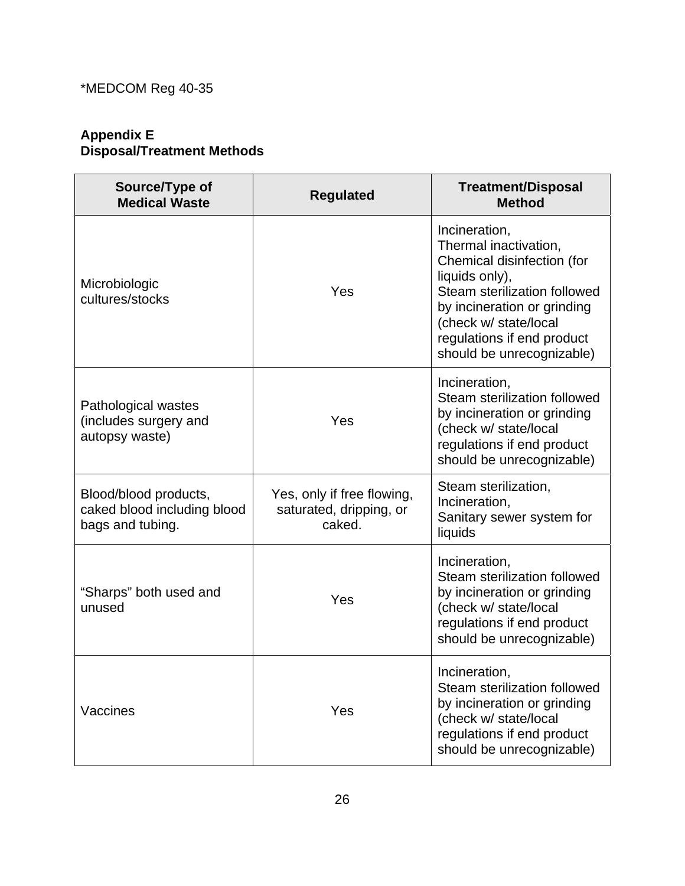*MEDCOM Reg 40-35

**Appendix E**
**Disposal/Treatment Methods**

| Source/Type of Medical Waste | Regulated | Treatment/Disposal Method |
|---|---|---|
| Microbiologic cultures/stocks | Yes | Incineration, Thermal inactivation, Chemical disinfection (for liquids only), Steam sterilization followed by incineration or grinding (check w/ state/local regulations if end product should be unrecognizable) |
| Pathological wastes (includes surgery and autopsy waste) | Yes | Incineration, Steam sterilization followed by incineration or grinding (check w/ state/local regulations if end product should be unrecognizable) |
| Blood/blood products, caked blood including blood bags and tubing. | Yes, only if free flowing, saturated, dripping, or caked. | Steam sterilization, Incineration, Sanitary sewer system for liquids |
| "Sharps" both used and unused | Yes | Incineration, Steam sterilization followed by incineration or grinding (check w/ state/local regulations if end product should be unrecognizable) |
| Vaccines | Yes | Incineration, Steam sterilization followed by incineration or grinding (check w/ state/local regulations if end product should be unrecognizable) |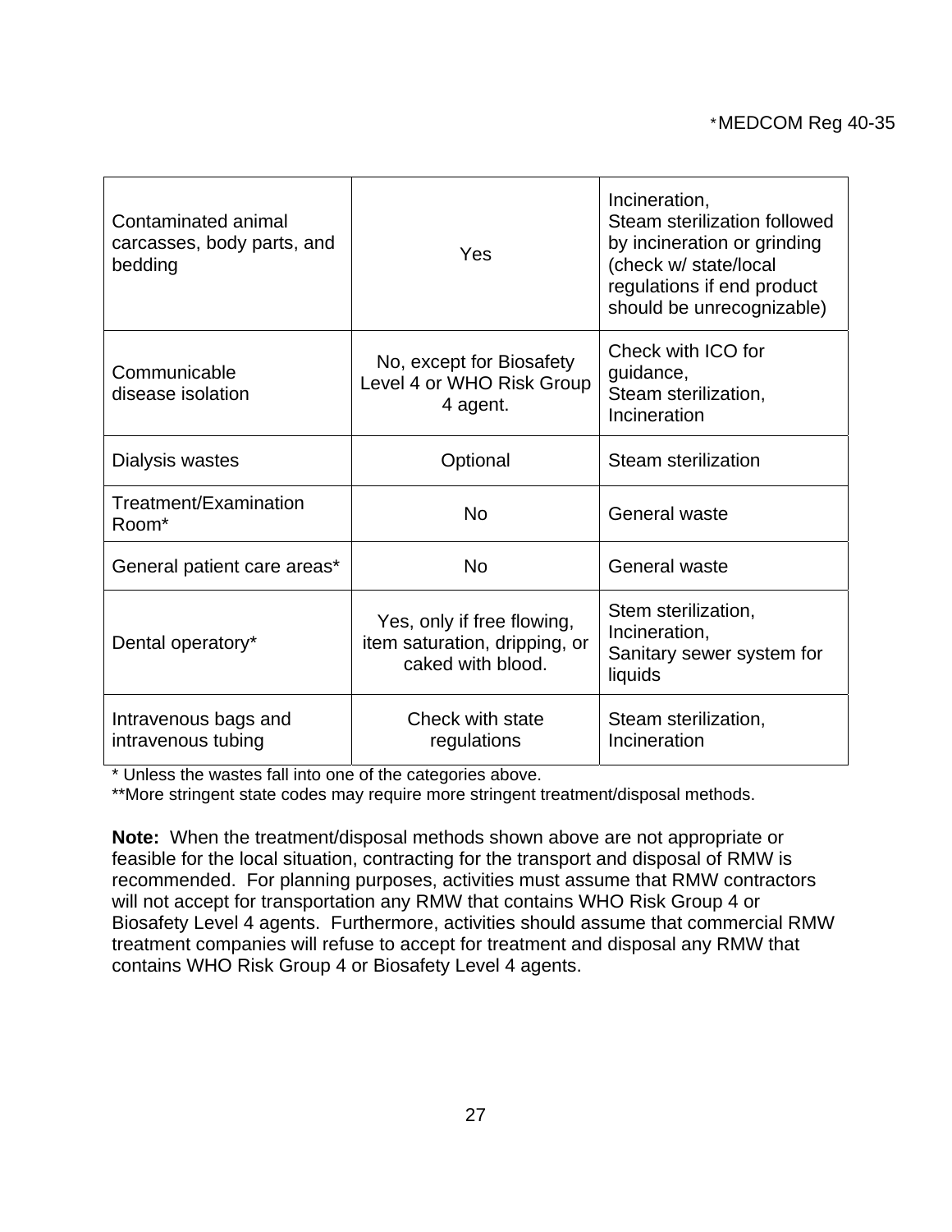| Contaminated animal carcasses, body parts, and bedding | Yes | Incineration,<br>Steam sterilization followed by incineration or grinding (check w/ state/local regulations if end product should be unrecognizable) |
|---|---|---|
| Communicable disease isolation | No, except for Biosafety Level 4 or WHO Risk Group 4 agent. | Check with ICO for guidance,<br>Steam sterilization,<br>Incineration |
| Dialysis wastes | Optional | Steam sterilization |
| Treatment/Examination Room* | No | General waste |
| General patient care areas* | No | General waste |
| Dental operatory* | Yes, only if free flowing, item saturation, dripping, or caked with blood. | Stem sterilization,<br>Incineration,<br>Sanitary sewer system for liquids |
| Intravenous bags and intravenous tubing | Check with state regulations | Steam sterilization,<br>Incineration |

* Unless the wastes fall into one of the categories above.

**More stringent state codes may require more stringent treatment/disposal methods.

**Note:** When the treatment/disposal methods shown above are not appropriate or feasible for the local situation, contracting for the transport and disposal of RMW is recommended. For planning purposes, activities must assume that RMW contractors will not accept for transportation any RMW that contains WHO Risk Group 4 or Biosafety Level 4 agents. Furthermore, activities should assume that commercial RMW treatment companies will refuse to accept for treatment and disposal any RMW that contains WHO Risk Group 4 or Biosafety Level 4 agents.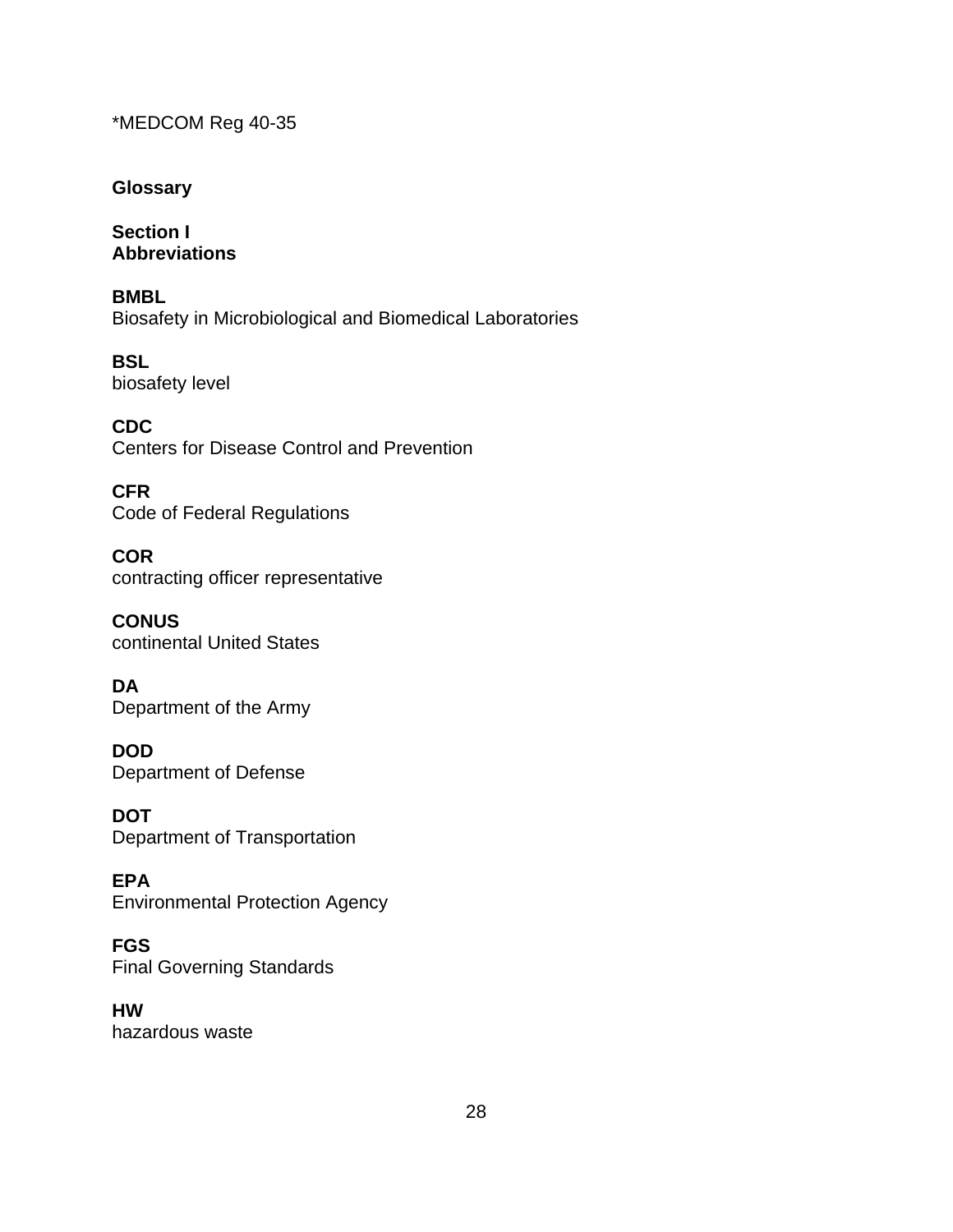## Glossary

### Section I
### Abbreviations

**BMBL**
Biosafety in Microbiological and Biomedical Laboratories

**BSL**
biosafety level

**CDC**
Centers for Disease Control and Prevention

**CFR**
Code of Federal Regulations

**COR**
contracting officer representative

**CONUS**
continental United States

**DA**
Department of the Army

**DOD**
Department of Defense

**DOT**
Department of Transportation

**EPA**
Environmental Protection Agency

**FGS**
Final Governing Standards

**HW**
hazardous waste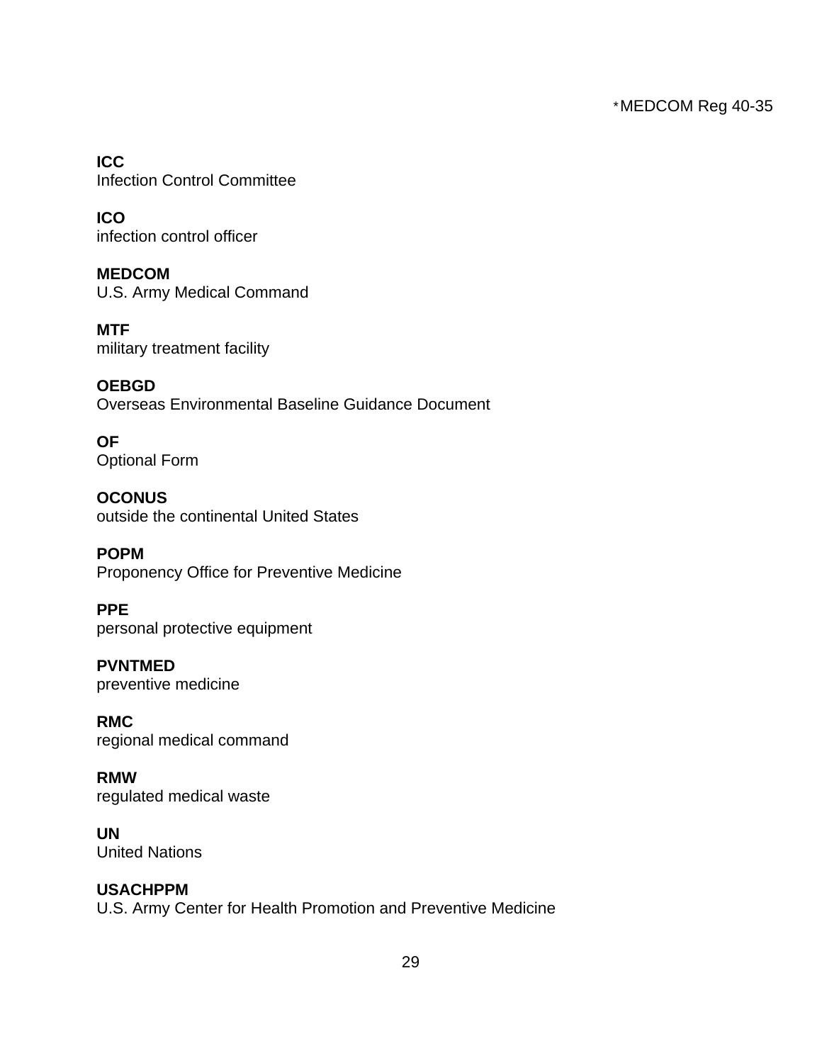**ICC**
Infection Control Committee

**ICO**
infection control officer

**MEDCOM**
U.S. Army Medical Command

**MTF**
military treatment facility

**OEBGD**
Overseas Environmental Baseline Guidance Document

**OF**
Optional Form

**OCONUS**
outside the continental United States

**POPM**
Proponency Office for Preventive Medicine

**PPE**
personal protective equipment

**PVNTMED**
preventive medicine

**RMC**
regional medical command

**RMW**
regulated medical waste

**UN**
United Nations

**USACHPPM**
U.S. Army Center for Health Promotion and Preventive Medicine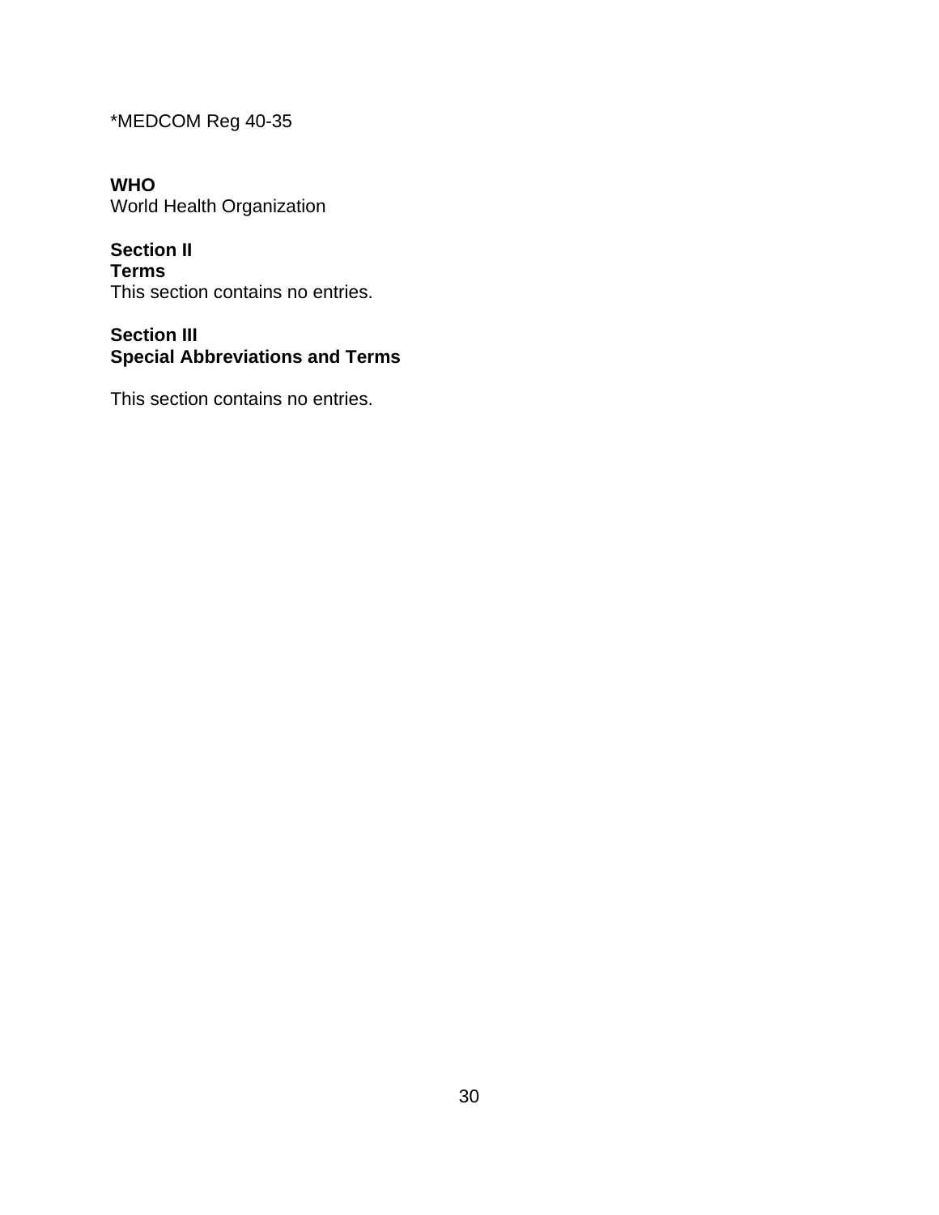**WHO**
World Health Organization

## Section II
## Terms

This section contains no entries.

## Section III
## Special Abbreviations and Terms

This section contains no entries.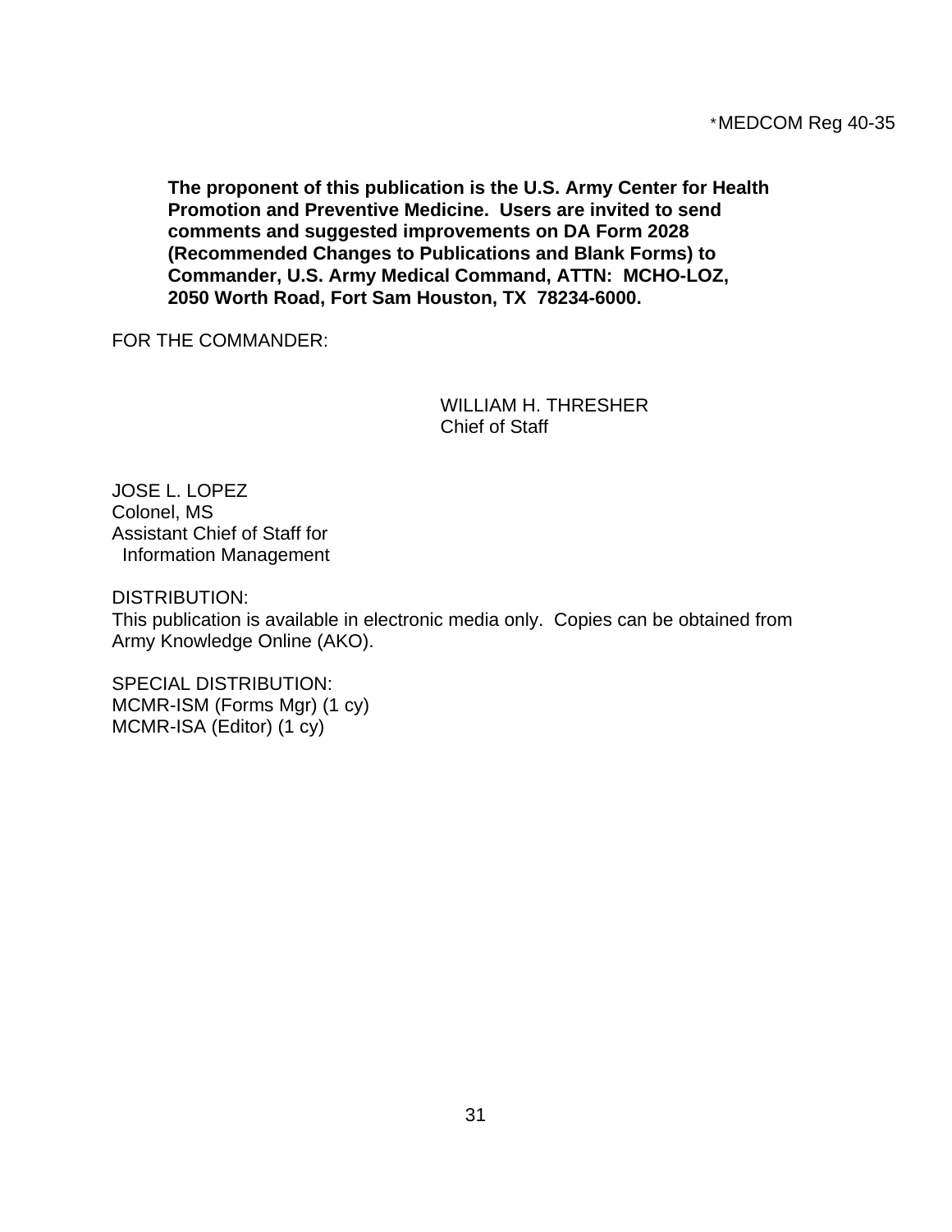**The proponent of this publication is the U.S. Army Center for Health Promotion and Preventive Medicine. Users are invited to send comments and suggested improvements on DA Form 2028 (Recommended Changes to Publications and Blank Forms) to Commander, U.S. Army Medical Command, ATTN: MCHO-LOZ, 2050 Worth Road, Fort Sam Houston, TX 78234-6000.**

FOR THE COMMANDER:

WILLIAM H. THRESHER
Chief of Staff

JOSE L. LOPEZ
Colonel, MS
Assistant Chief of Staff for
Information Management

DISTRIBUTION:
This publication is available in electronic media only. Copies can be obtained from Army Knowledge Online (AKO).

SPECIAL DISTRIBUTION:
MCMR-ISM (Forms Mgr) (1 cy)
MCMR-ISA (Editor) (1 cy)